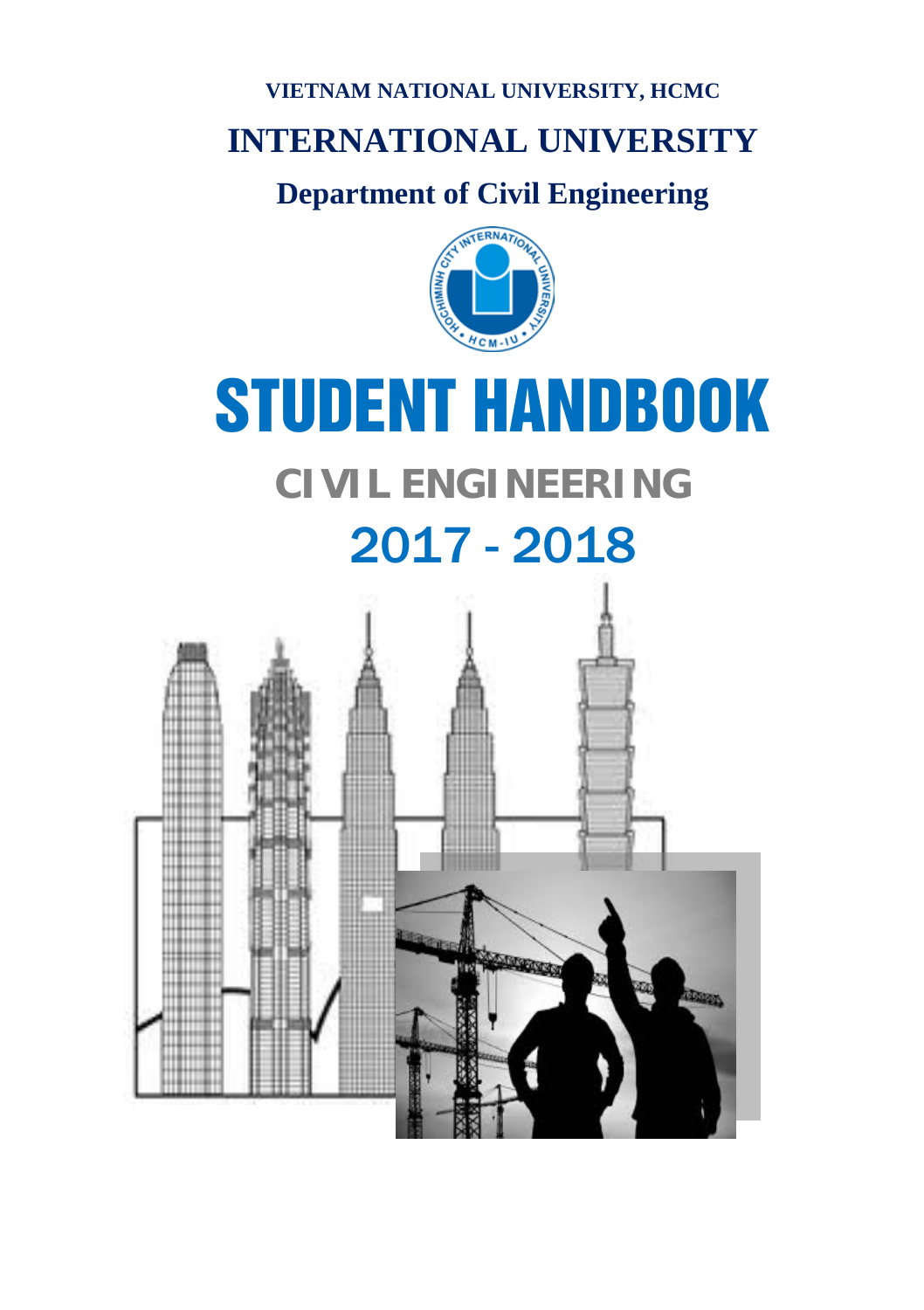**VIETNAM NATIONAL UNIVERSITY, HCMC**

# INTERNATIONAL UNIVERSITY

## Department of Civil Engineering

# STUDENT HANDBOOK

## CIVIL ENGINEERING

## 2017 - 2018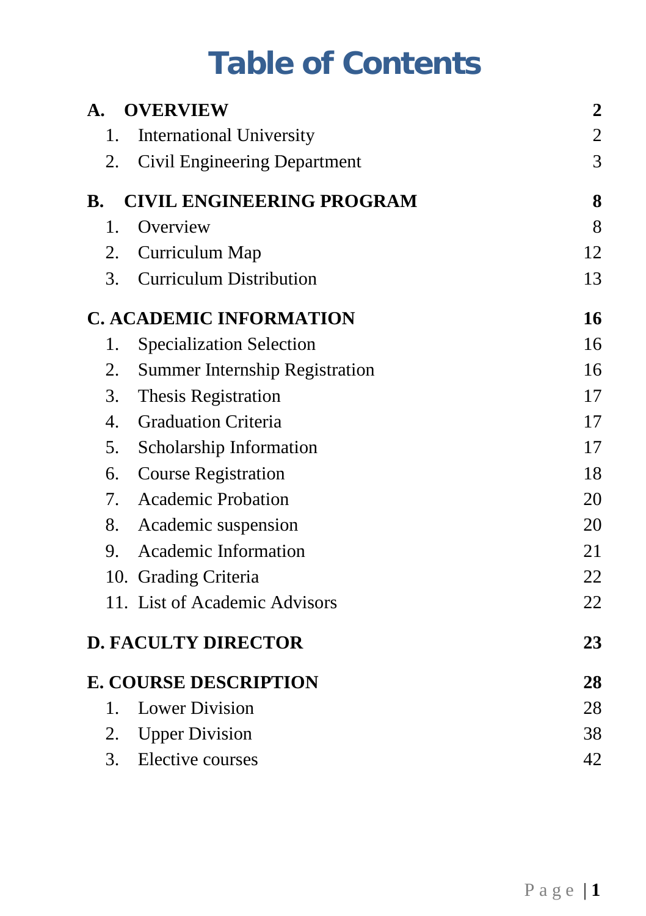# Table of Contents

| | |
|---|---|
| **A. OVERVIEW** | **2** |
| 1. International University | 2 |
| 2. Civil Engineering Department | 3 |
| **B. CIVIL ENGINEERING PROGRAM** | **8** |
| 1. Overview | 8 |
| 2. Curriculum Map | 12 |
| 3. Curriculum Distribution | 13 |
| **C. ACADEMIC INFORMATION** | **16** |
| 1. Specialization Selection | 16 |
| 2. Summer Internship Registration | 16 |
| 3. Thesis Registration | 17 |
| 4. Graduation Criteria | 17 |
| 5. Scholarship Information | 17 |
| 6. Course Registration | 18 |
| 7. Academic Probation | 20 |
| 8. Academic suspension | 20 |
| 9. Academic Information | 21 |
| 10. Grading Criteria | 22 |
| 11. List of Academic Advisors | 22 |
| **D. FACULTY DIRECTOR** | **23** |
| **E. COURSE DESCRIPTION** | **28** |
| 1. Lower Division | 28 |
| 2. Upper Division | 38 |
| 3. Elective courses | 42 |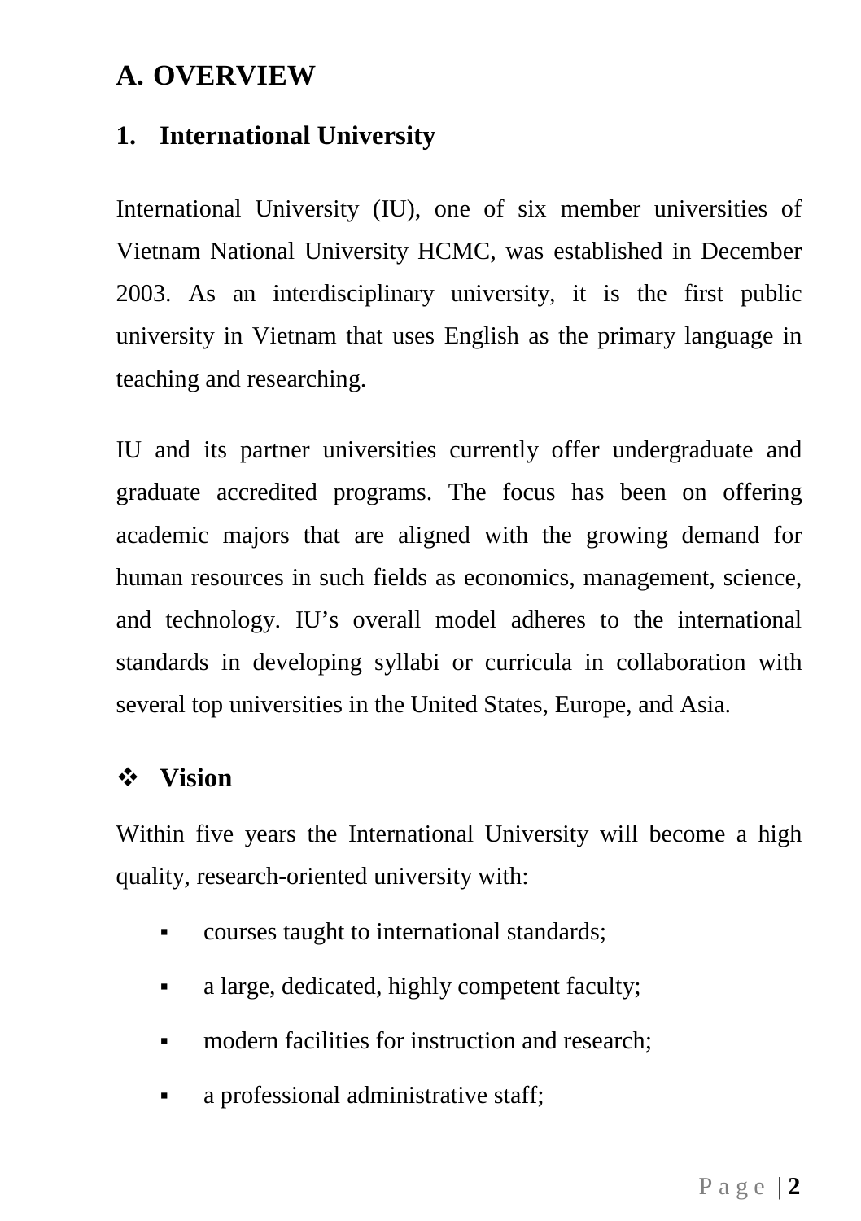# A. OVERVIEW

## 1. International University

International University (IU), one of six member universities of Vietnam National University HCMC, was established in December 2003. As an interdisciplinary university, it is the first public university in Vietnam that uses English as the primary language in teaching and researching.

IU and its partner universities currently offer undergraduate and graduate accredited programs. The focus has been on offering academic majors that are aligned with the growing demand for human resources in such fields as economics, management, science, and technology. IU's overall model adheres to the international standards in developing syllabi or curricula in collaboration with several top universities in the United States, Europe, and Asia.

### ❖ Vision

Within five years the International University will become a high quality, research-oriented university with:

- courses taught to international standards;
- a large, dedicated, highly competent faculty;
- modern facilities for instruction and research;
- a professional administrative staff;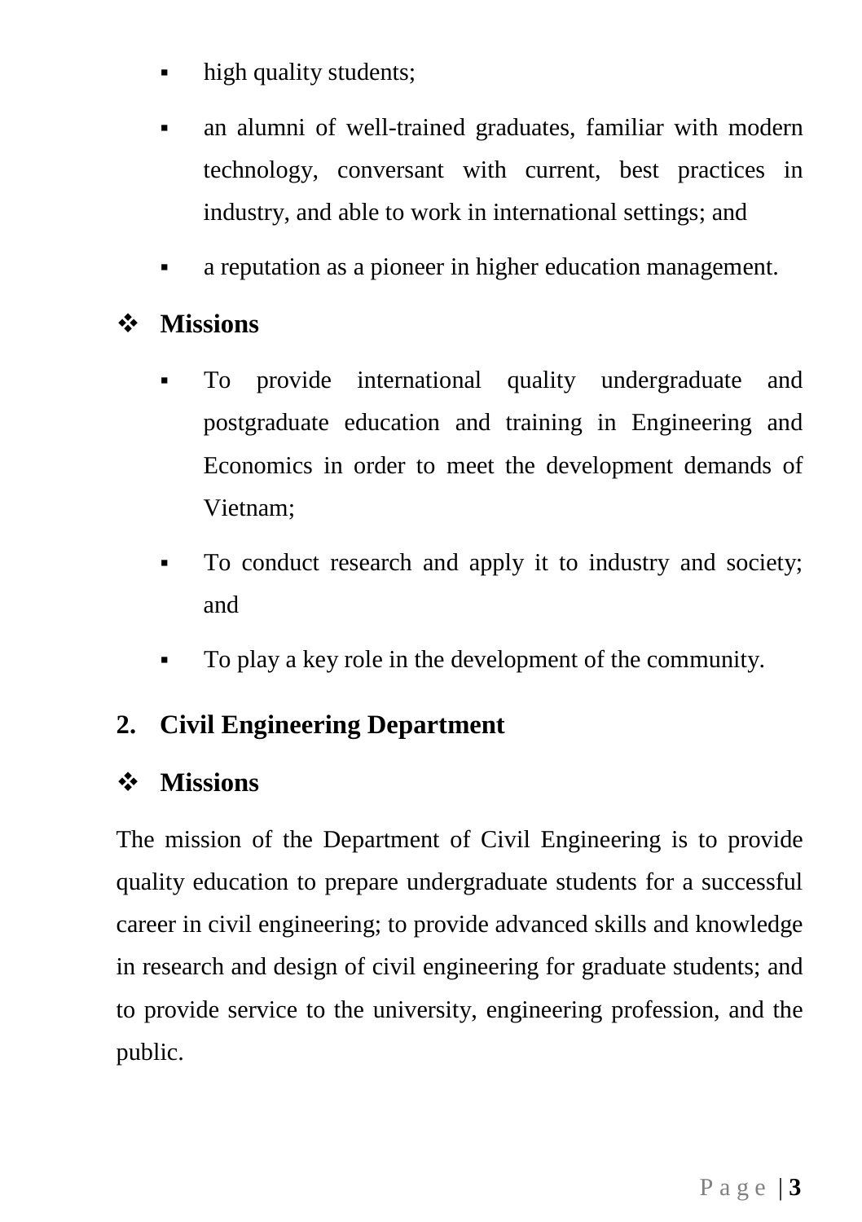- high quality students;
- an alumni of well-trained graduates, familiar with modern technology, conversant with current, best practices in industry, and able to work in international settings; and
- a reputation as a pioneer in higher education management.

### ❖ Missions

- To provide international quality undergraduate and postgraduate education and training in Engineering and Economics in order to meet the development demands of Vietnam;
- To conduct research and apply it to industry and society; and
- To play a key role in the development of the community.

## 2. Civil Engineering Department

### ❖ Missions

The mission of the Department of Civil Engineering is to provide quality education to prepare undergraduate students for a successful career in civil engineering; to provide advanced skills and knowledge in research and design of civil engineering for graduate students; and to provide service to the university, engineering profession, and the public.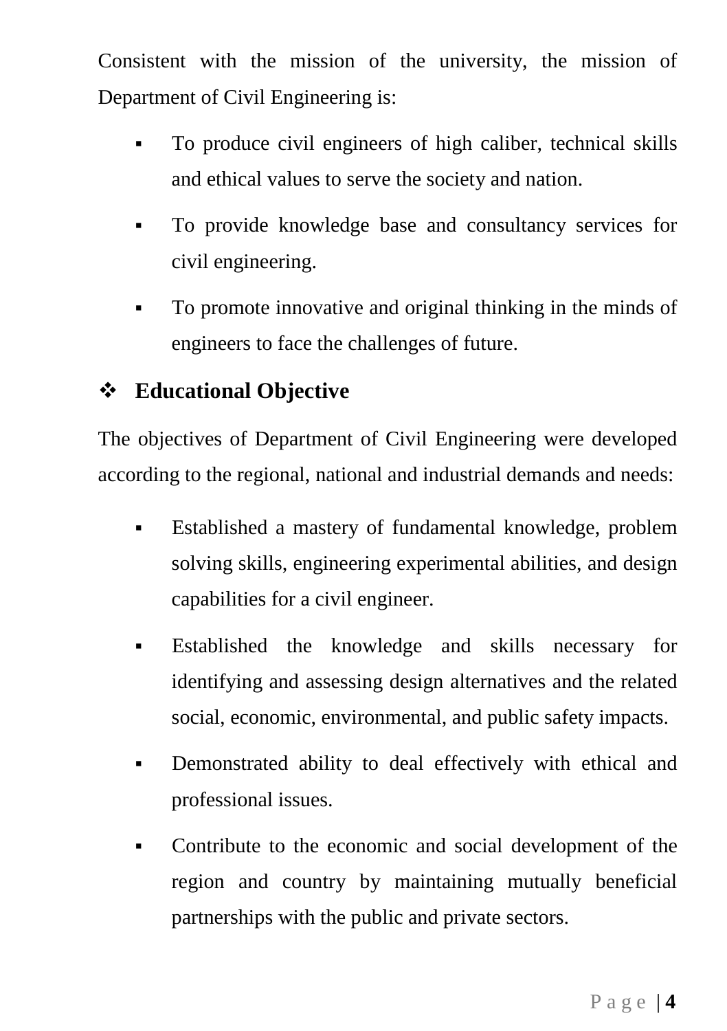Consistent with the mission of the university, the mission of Department of Civil Engineering is:

- To produce civil engineers of high caliber, technical skills and ethical values to serve the society and nation.
- To provide knowledge base and consultancy services for civil engineering.
- To promote innovative and original thinking in the minds of engineers to face the challenges of future.

## Educational Objective

The objectives of Department of Civil Engineering were developed according to the regional, national and industrial demands and needs:

- Established a mastery of fundamental knowledge, problem solving skills, engineering experimental abilities, and design capabilities for a civil engineer.
- Established the knowledge and skills necessary for identifying and assessing design alternatives and the related social, economic, environmental, and public safety impacts.
- Demonstrated ability to deal effectively with ethical and professional issues.
- Contribute to the economic and social development of the region and country by maintaining mutually beneficial partnerships with the public and private sectors.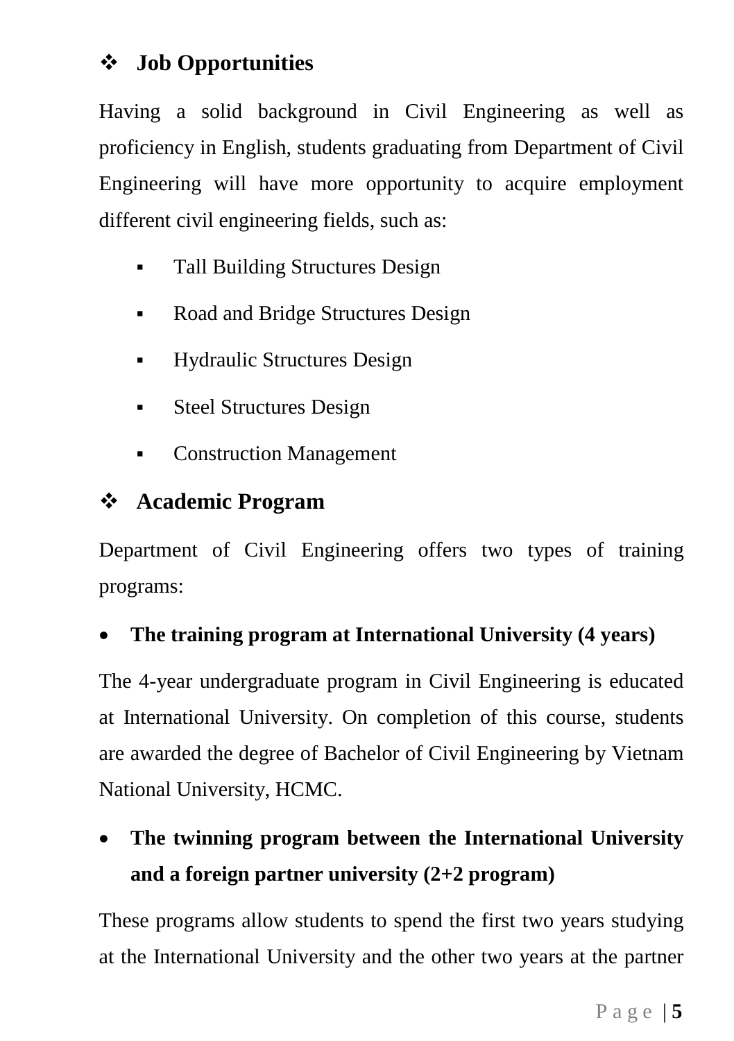## ❖ Job Opportunities

Having a solid background in Civil Engineering as well as proficiency in English, students graduating from Department of Civil Engineering will have more opportunity to acquire employment different civil engineering fields, such as:

- Tall Building Structures Design
- Road and Bridge Structures Design
- Hydraulic Structures Design
- Steel Structures Design
- Construction Management

## ❖ Academic Program

Department of Civil Engineering offers two types of training programs:

- **The training program at International University (4 years)**

The 4-year undergraduate program in Civil Engineering is educated at International University. On completion of this course, students are awarded the degree of Bachelor of Civil Engineering by Vietnam National University, HCMC.

- **The twinning program between the International University and a foreign partner university (2+2 program)**

These programs allow students to spend the first two years studying at the International University and the other two years at the partner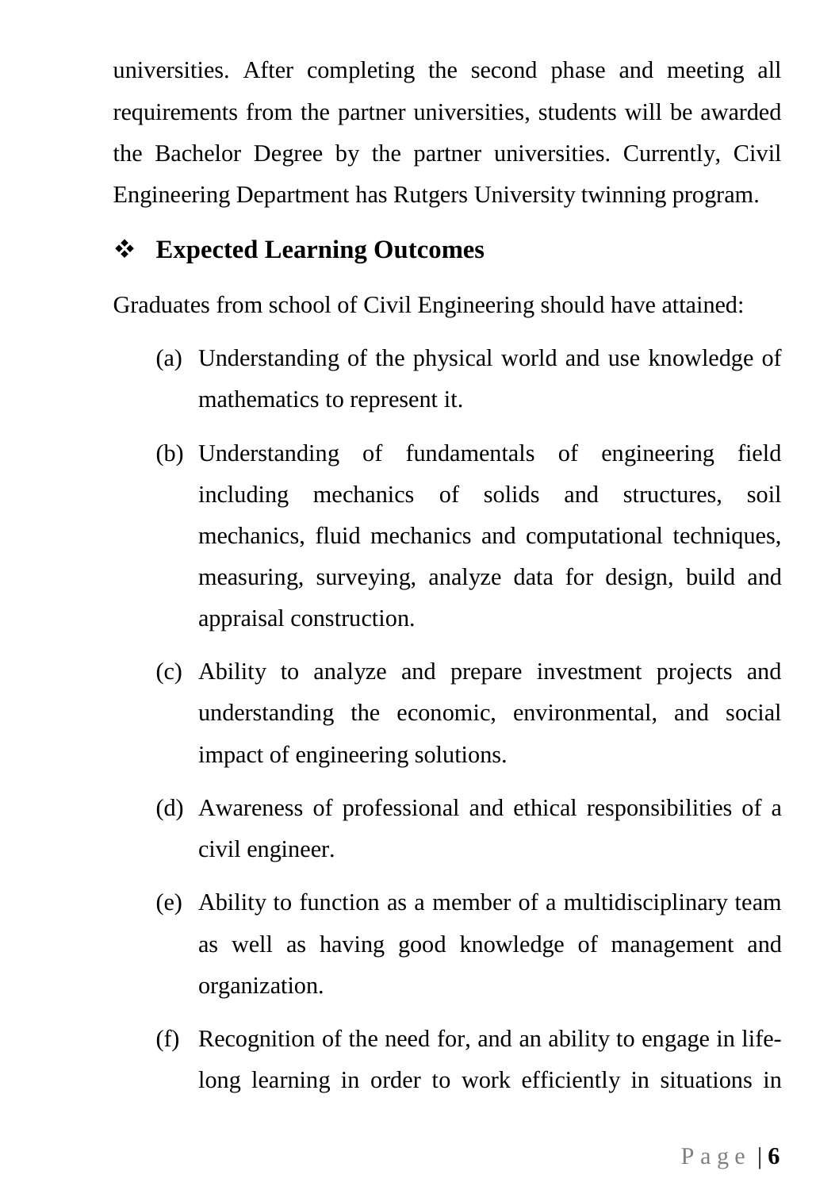universities. After completing the second phase and meeting all requirements from the partner universities, students will be awarded the Bachelor Degree by the partner universities. Currently, Civil Engineering Department has Rutgers University twinning program.

## ❖ Expected Learning Outcomes

Graduates from school of Civil Engineering should have attained:

(a) Understanding of the physical world and use knowledge of mathematics to represent it.

(b) Understanding of fundamentals of engineering field including mechanics of solids and structures, soil mechanics, fluid mechanics and computational techniques, measuring, surveying, analyze data for design, build and appraisal construction.

(c) Ability to analyze and prepare investment projects and understanding the economic, environmental, and social impact of engineering solutions.

(d) Awareness of professional and ethical responsibilities of a civil engineer.

(e) Ability to function as a member of a multidisciplinary team as well as having good knowledge of management and organization.

(f) Recognition of the need for, and an ability to engage in life-long learning in order to work efficiently in situations in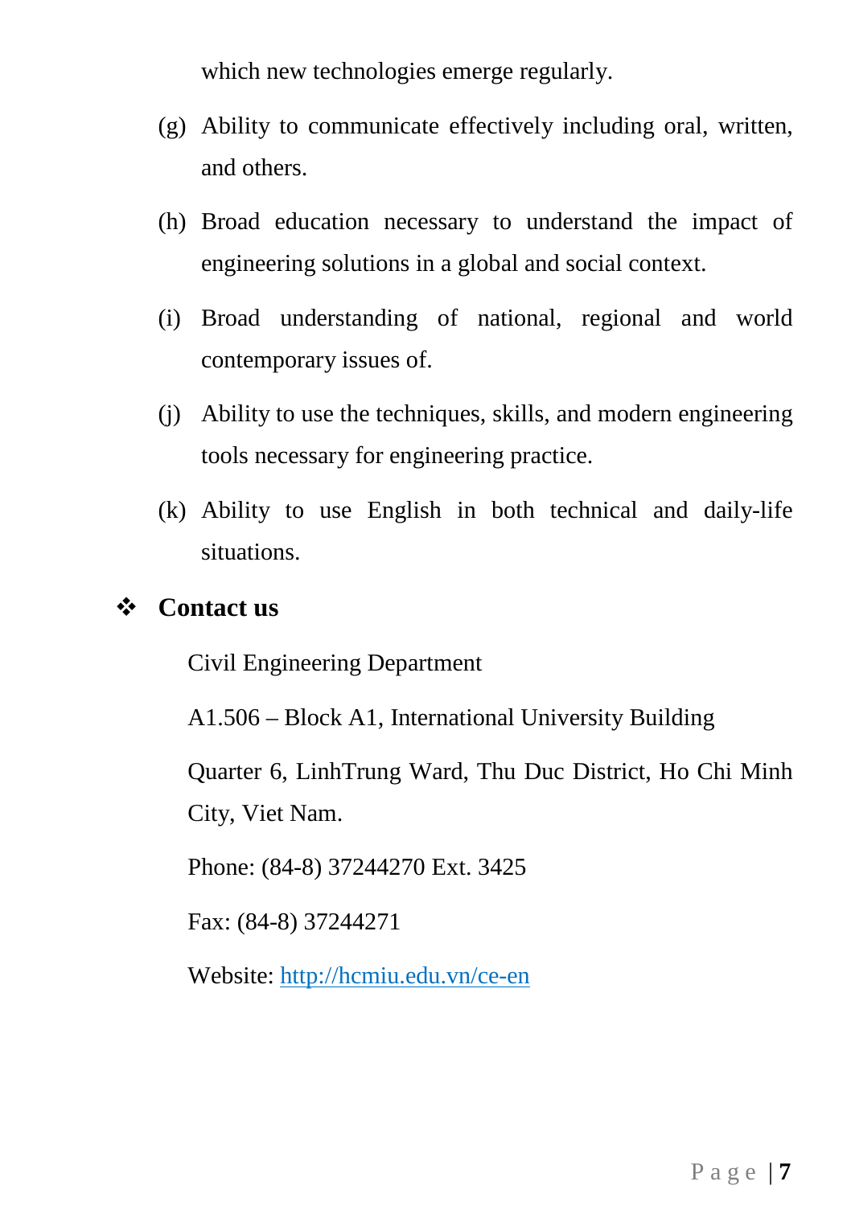which new technologies emerge regularly.

(g) Ability to communicate effectively including oral, written, and others.

(h) Broad education necessary to understand the impact of engineering solutions in a global and social context.

(i) Broad understanding of national, regional and world contemporary issues of.

(j) Ability to use the techniques, skills, and modern engineering tools necessary for engineering practice.

(k) Ability to use English in both technical and daily-life situations.

## ❖ Contact us

Civil Engineering Department

A1.506 – Block A1, International University Building

Quarter 6, LinhTrung Ward, Thu Duc District, Ho Chi Minh City, Viet Nam.

Phone: (84-8) 37244270 Ext. 3425

Fax: (84-8) 37244271

Website: [http://hcmiu.edu.vn/ce-en](http://hcmiu.edu.vn/ce-en)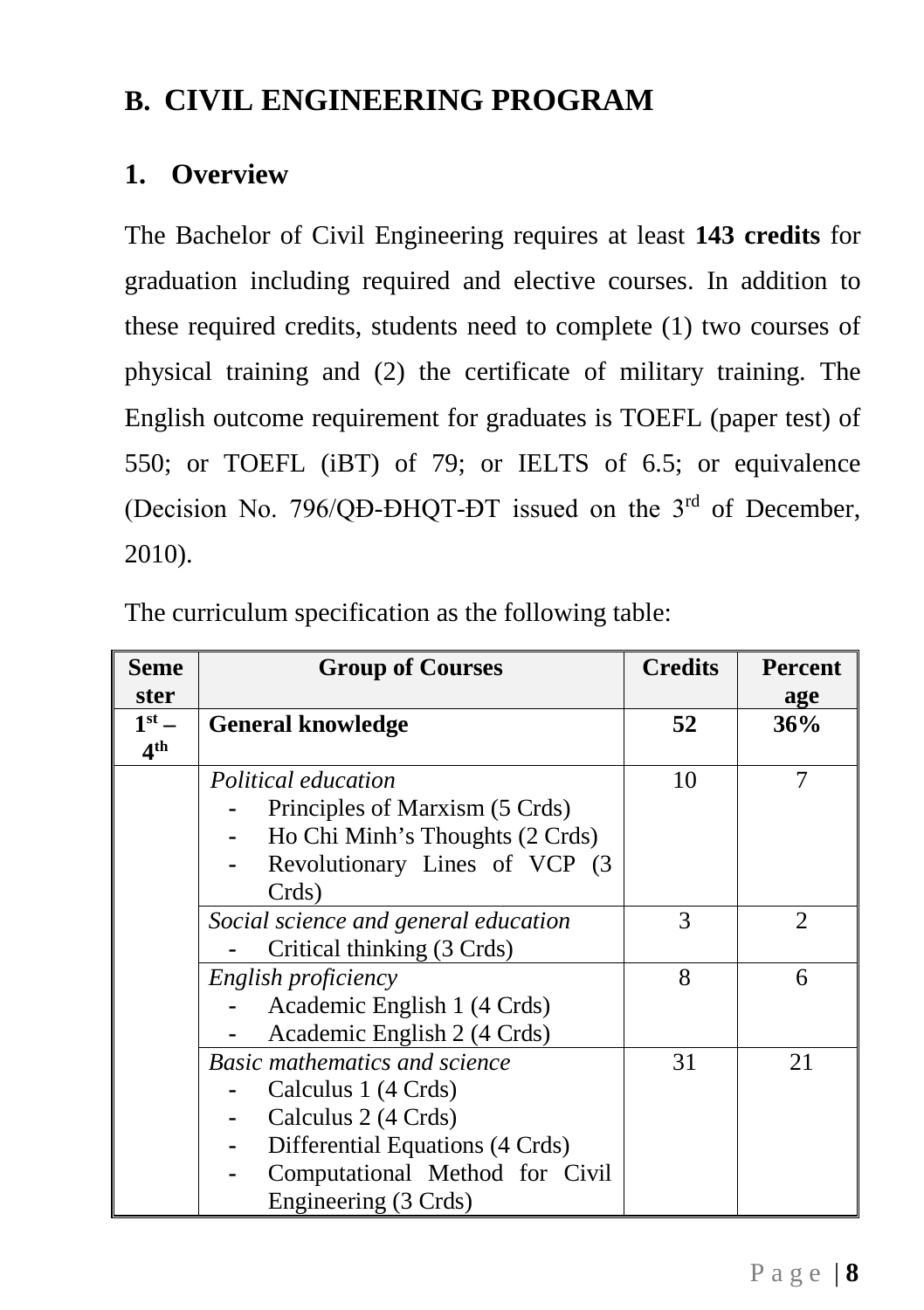## B. CIVIL ENGINEERING PROGRAM

### 1. Overview

The Bachelor of Civil Engineering requires at least **143 credits** for graduation including required and elective courses. In addition to these required credits, students need to complete (1) two courses of physical training and (2) the certificate of military training. The English outcome requirement for graduates is TOEFL (paper test) of 550; or TOEFL (iBT) of 79; or IELTS of 6.5; or equivalence (Decision No. 796/QĐ-ĐHQT-ĐT issued on the 3rd of December, 2010).

The curriculum specification as the following table:

| Semester | Group of Courses | Credits | Percentage |
|---|---|---|---|
| **1st – 4th** | **General knowledge** | **52** | **36%** |
| | *Political education*<br>- Principles of Marxism (5 Crds)<br>- Ho Chi Minh's Thoughts (2 Crds)<br>- Revolutionary Lines of VCP (3 Crds) | 10 | 7 |
| | *Social science and general education*<br>- Critical thinking (3 Crds) | 3 | 2 |
| | *English proficiency*<br>- Academic English 1 (4 Crds)<br>- Academic English 2 (4 Crds) | 8 | 6 |
| | *Basic mathematics and science*<br>- Calculus 1 (4 Crds)<br>- Calculus 2 (4 Crds)<br>- Differential Equations (4 Crds)<br>- Computational Method for Civil Engineering (3 Crds) | 31 | 21 |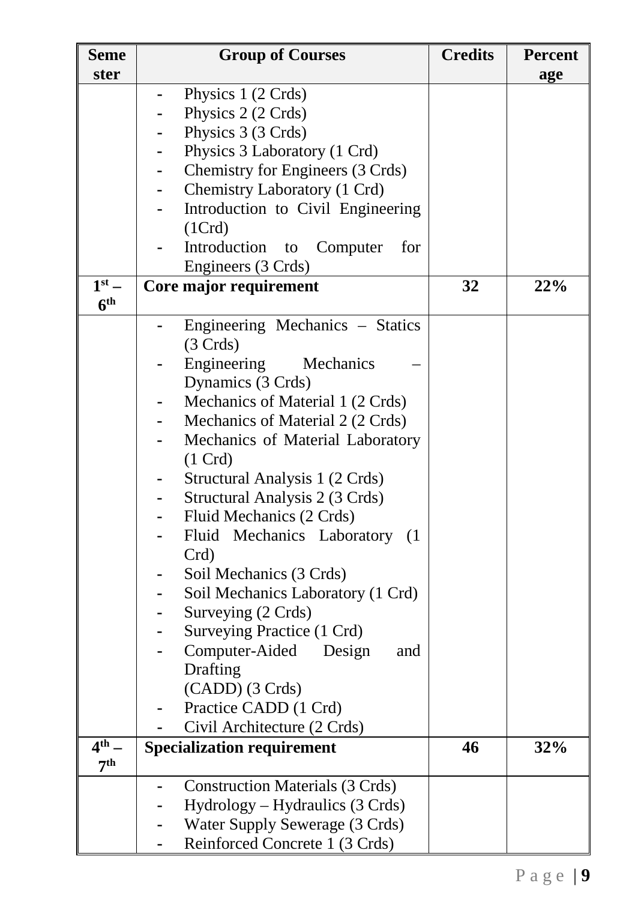| Semester | Group of Courses | Credits | Percentage |
|---|---|---|---|
| | - Physics 1 (2 Crds)<br>- Physics 2 (2 Crds)<br>- Physics 3 (3 Crds)<br>- Physics 3 Laboratory (1 Crd)<br>- Chemistry for Engineers (3 Crds)<br>- Chemistry Laboratory (1 Crd)<br>- Introduction to Civil Engineering (1Crd)<br>- Introduction to Computer for Engineers (3 Crds) | | |
| **1st – 6th** | **Core major requirement** | **32** | **22%** |
| | - Engineering Mechanics – Statics (3 Crds)<br>- Engineering Mechanics – Dynamics (3 Crds)<br>- Mechanics of Material 1 (2 Crds)<br>- Mechanics of Material 2 (2 Crds)<br>- Mechanics of Material Laboratory (1 Crd)<br>- Structural Analysis 1 (2 Crds)<br>- Structural Analysis 2 (3 Crds)<br>- Fluid Mechanics (2 Crds)<br>- Fluid Mechanics Laboratory (1 Crd)<br>- Soil Mechanics (3 Crds)<br>- Soil Mechanics Laboratory (1 Crd)<br>- Surveying (2 Crds)<br>- Surveying Practice (1 Crd)<br>- Computer-Aided Design and Drafting (CADD) (3 Crds)<br>- Practice CADD (1 Crd)<br>- Civil Architecture (2 Crds) | | |
| **4th – 7th** | **Specialization requirement** | **46** | **32%** |
| | - Construction Materials (3 Crds)<br>- Hydrology – Hydraulics (3 Crds)<br>- Water Supply Sewerage (3 Crds)<br>- Reinforced Concrete 1 (3 Crds) | | |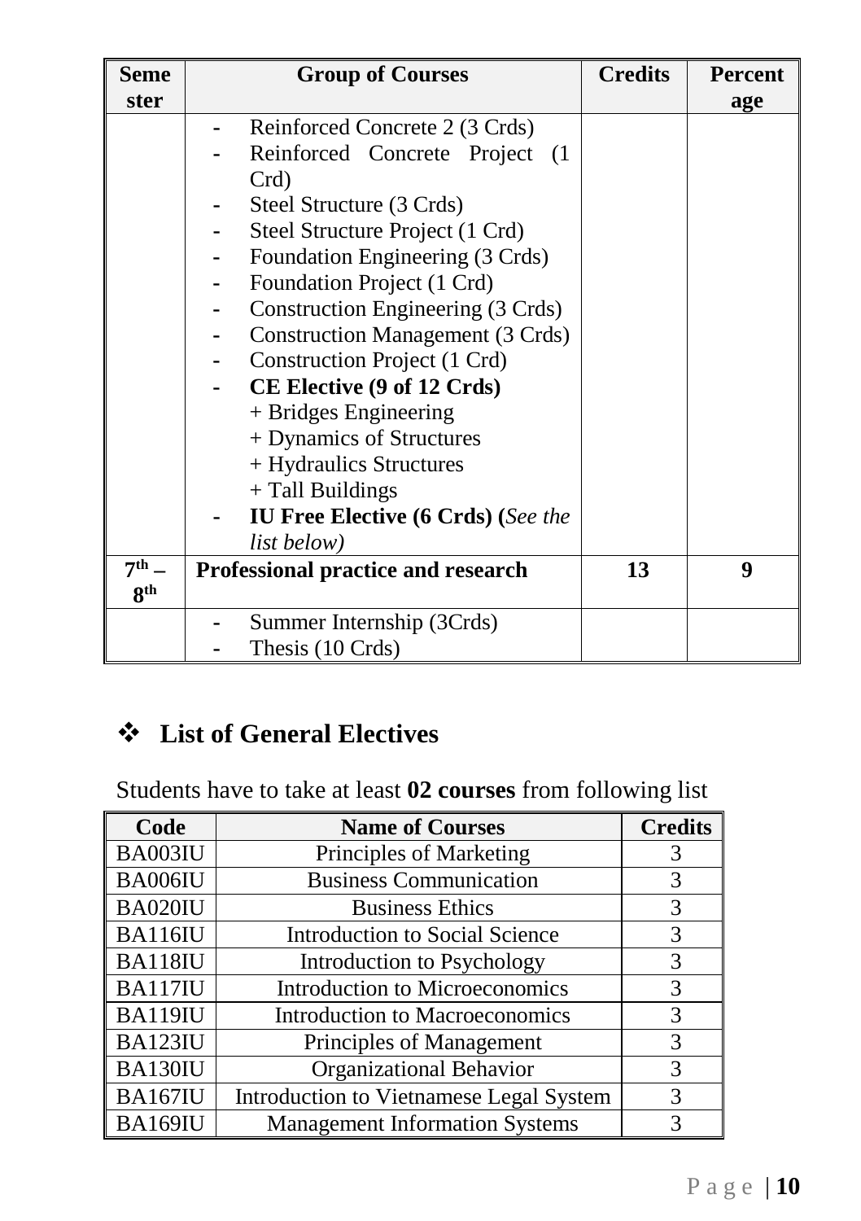| Semester | Group of Courses | Credits | Percentage |
|---|---|---|---|
| | - Reinforced Concrete 2 (3 Crds)<br>- Reinforced Concrete Project (1 Crd)<br>- Steel Structure (3 Crds)<br>- Steel Structure Project (1 Crd)<br>- Foundation Engineering (3 Crds)<br>- Foundation Project (1 Crd)<br>- Construction Engineering (3 Crds)<br>- Construction Management (3 Crds)<br>- Construction Project (1 Crd)<br>- **CE Elective (9 of 12 Crds)**<br>+ Bridges Engineering<br>+ Dynamics of Structures<br>+ Hydraulics Structures<br>+ Tall Buildings<br>- **IU Free Elective (6 Crds) (***See the list below)* | | |
| **7th – 8th** | **Professional practice and research** | **13** | **9** |
| | - Summer Internship (3Crds)<br>- Thesis (10 Crds) | | |

## ❖ List of General Electives

Students have to take at least **02 courses** from following list

| Code | Name of Courses | Credits |
|---|---|---|
| BA003IU | Principles of Marketing | 3 |
| BA006IU | Business Communication | 3 |
| BA020IU | Business Ethics | 3 |
| BA116IU | Introduction to Social Science | 3 |
| BA118IU | Introduction to Psychology | 3 |
| BA117IU | Introduction to Microeconomics | 3 |
| BA119IU | Introduction to Macroeconomics | 3 |
| BA123IU | Principles of Management | 3 |
| BA130IU | Organizational Behavior | 3 |
| BA167IU | Introduction to Vietnamese Legal System | 3 |
| BA169IU | Management Information Systems | 3 |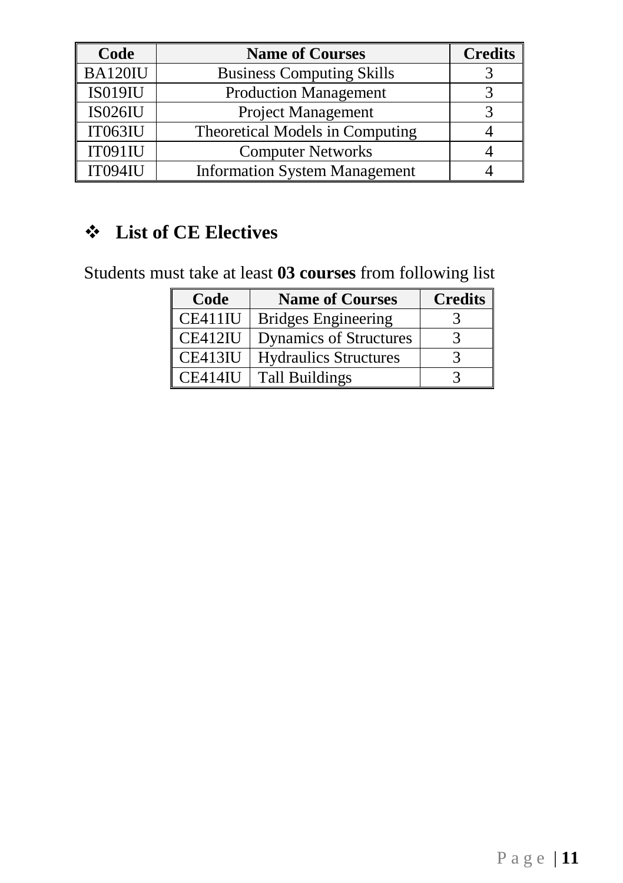| Code | Name of Courses | Credits |
|---|---|---|
| BA120IU | Business Computing Skills | 3 |
| IS019IU | Production Management | 3 |
| IS026IU | Project Management | 3 |
| IT063IU | Theoretical Models in Computing | 4 |
| IT091IU | Computer Networks | 4 |
| IT094IU | Information System Management | 4 |

## ❖ List of CE Electives

Students must take at least **03 courses** from following list

| Code | Name of Courses | Credits |
|---|---|---|
| CE411IU | Bridges Engineering | 3 |
| CE412IU | Dynamics of Structures | 3 |
| CE413IU | Hydraulics Structures | 3 |
| CE414IU | Tall Buildings | 3 |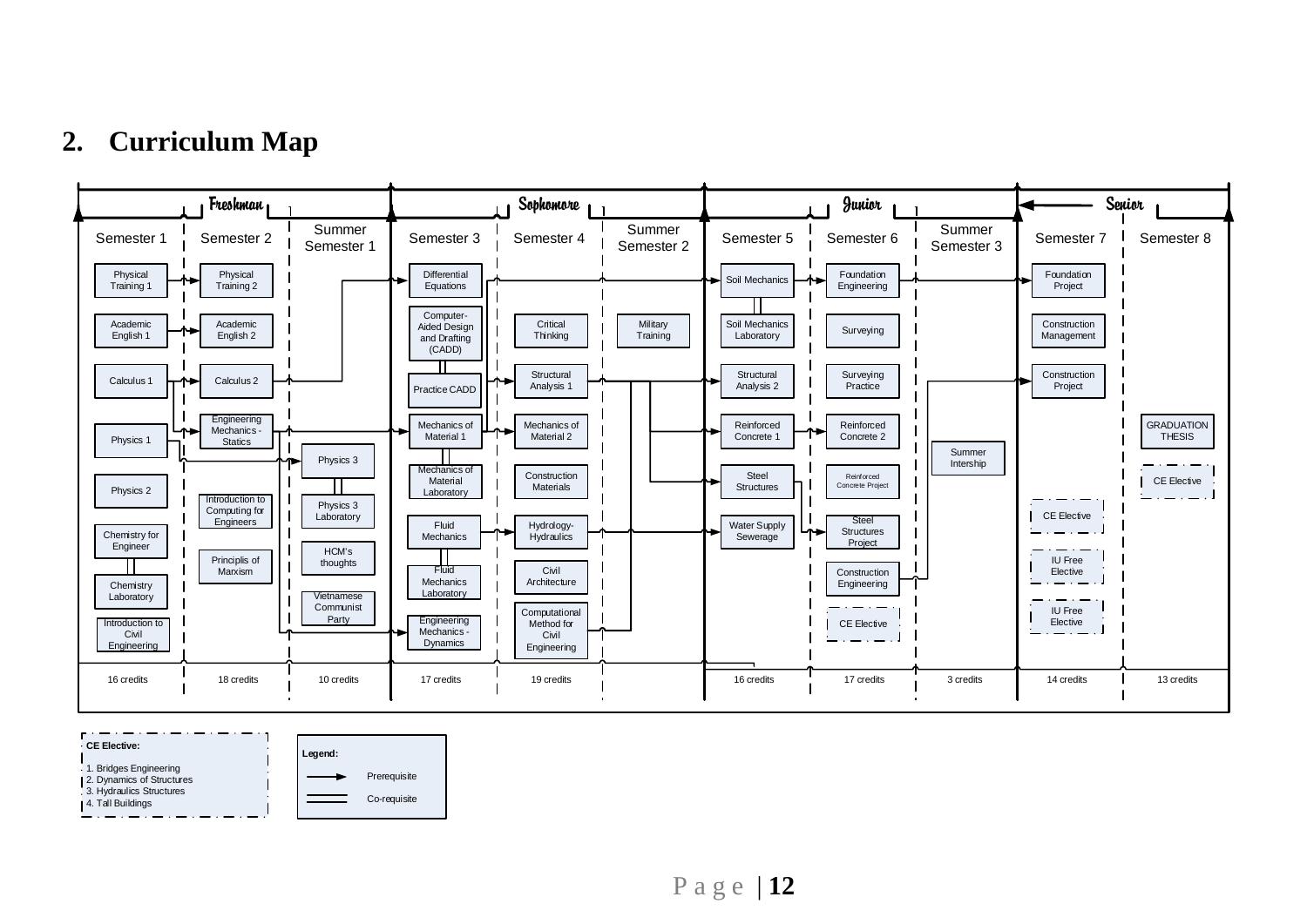## 2. Curriculum Map

| Freshman | | | Sophomore | | | Junior | | | Senior | |
|---|---|---|---|---|---|---|---|---|---|---|
| Semester 1 | Semester 2 | Summer Semester 1 | Semester 3 | Semester 4 | Summer Semester 2 | Semester 5 | Semester 6 | Summer Semester 3 | Semester 7 | Semester 8 |
| Physical Training 1 | Physical Training 2 | Physics 3 | Differential Equations | Critical Thinking | Military Training | Soil Mechanics | Foundation Engineering | Summer Intership | Foundation Project | GRADUATION THESIS |
| Academic English 1 | Academic English 2 | Physics 3 Laboratory | Computer-Aided Design and Drafting (CADD) | Structural Analysis 1 | | Soil Mechanics Laboratory | Surveying | | Construction Management | CE Elective |
| Calculus 1 | Calculus 2 | HCM's thoughts | Practice CADD | Mechanics of Material 2 | | Structural Analysis 2 | Surveying Practice | | Construction Project | |
| Physics 1 | Engineering Mechanics - Statics | Vietnamese Communist Party | Mechanics of Material 1 | Construction Materials | | Reinforced Concrete 1 | Reinforced Concrete 2 | | CE Elective | |
| Physics 2 | Introduction to Computing for Engineers | | Mechanics of Material Laboratory | Hydrology-Hydraulics | | Steel Structures | Reinforced Concrete Project | | IU Free Elective | |
| Chemistry for Engineer | Principlis of Marxism | | Fluid Mechanics | Civil Architecture | | Water Supply Sewerage | Steel Structures Project | | IU Free Elective | |
| Chemistry Laboratory | | | Fluid Mechanics Laboratory | Computational Method for Civil Engineering | | | Construction Engineering | | | |
| Introduction to Civil Engineering | | | Engineering Mechanics - Dynamics | | | | CE Elective | | | |
| 16 credits | 18 credits | 10 credits | 17 credits | 19 credits | | 16 credits | 17 credits | 3 credits | 14 credits | 13 credits |

**CE Elective:**

1. Bridges Engineering
2. Dynamics of Structures
3. Hydraulics Structures
4. Tall Buildings

**Legend:**

- → Prerequisite
- ═ Co-requisite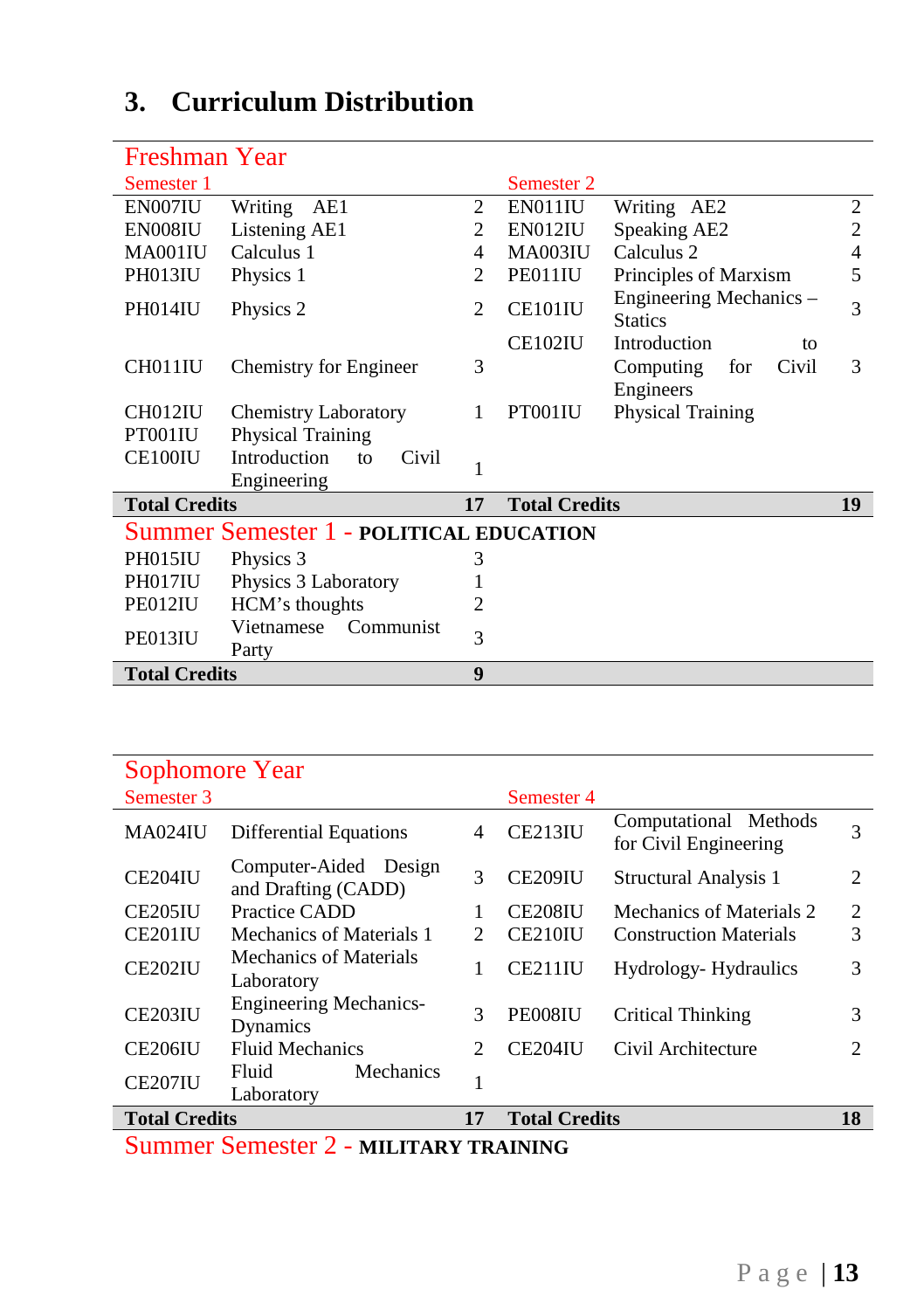## 3. Curriculum Distribution

### Freshman Year

| Semester 1 | | | Semester 2 | | |
|---|---|---|---|---|---|
| EN007IU | Writing AE1 | 2 | EN011IU | Writing AE2 | 2 |
| EN008IU | Listening AE1 | 2 | EN012IU | Speaking AE2 | 2 |
| MA001IU | Calculus 1 | 4 | MA003IU | Calculus 2 | 4 |
| PH013IU | Physics 1 | 2 | PE011IU | Principles of Marxism | 5 |
| PH014IU | Physics 2 | 2 | CE101IU | Engineering Mechanics – Statics | 3 |
| CH011IU | Chemistry for Engineer | 3 | CE102IU | Introduction to Computing for Civil Engineers | 3 |
| CH012IU | Chemistry Laboratory | 1 | PT001IU | Physical Training | |
| PT001IU | Physical Training | | | | |
| CE100IU | Introduction to Civil Engineering | 1 | | | |
| **Total Credits** | | **17** | **Total Credits** | | **19** |

### Summer Semester 1 - POLITICAL EDUCATION

| | | |
|---|---|---|
| PH015IU | Physics 3 | 3 |
| PH017IU | Physics 3 Laboratory | 1 |
| PE012IU | HCM's thoughts | 2 |
| PE013IU | Vietnamese Communist Party | 3 |
| **Total Credits** | | **9** |

### Sophomore Year

| Semester 3 | | | Semester 4 | | |
|---|---|---|---|---|---|
| MA024IU | Differential Equations | 4 | CE213IU | Computational Methods for Civil Engineering | 3 |
| CE204IU | Computer-Aided Design and Drafting (CADD) | 3 | CE209IU | Structural Analysis 1 | 2 |
| CE205IU | Practice CADD | 1 | CE208IU | Mechanics of Materials 2 | 2 |
| CE201IU | Mechanics of Materials 1 | 2 | CE210IU | Construction Materials | 3 |
| CE202IU | Mechanics of Materials Laboratory | 1 | CE211IU | Hydrology- Hydraulics | 3 |
| CE203IU | Engineering Mechanics- Dynamics | 3 | PE008IU | Critical Thinking | 3 |
| CE206IU | Fluid Mechanics | 2 | CE204IU | Civil Architecture | 2 |
| CE207IU | Fluid Mechanics Laboratory | 1 | | | |
| **Total Credits** | | **17** | **Total Credits** | | **18** |

### Summer Semester 2 - MILITARY TRAINING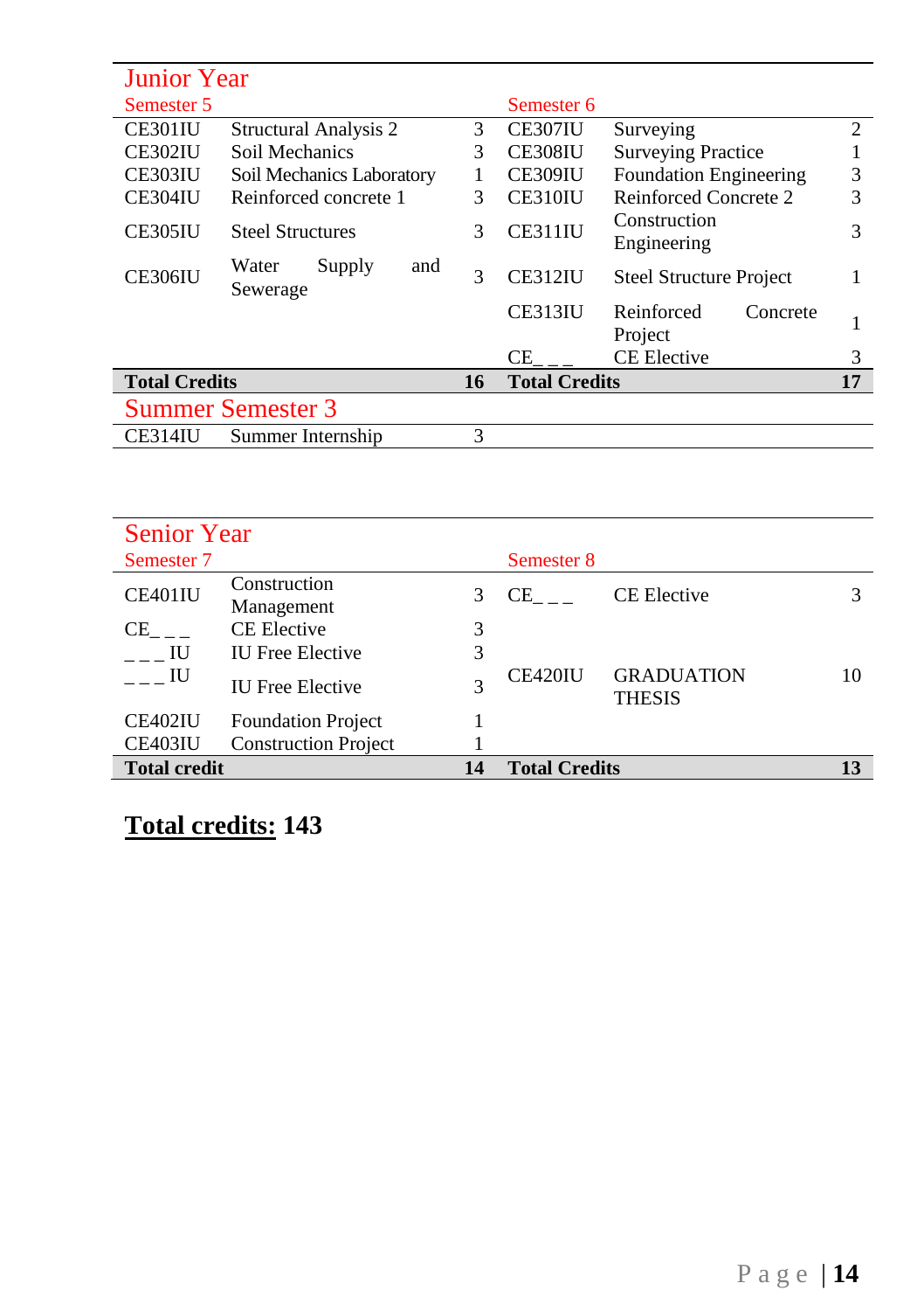## Junior Year

| Semester 5 | | | Semester 6 | | |
|---|---|---|---|---|---|
| CE301IU | Structural Analysis 2 | 3 | CE307IU | Surveying | 2 |
| CE302IU | Soil Mechanics | 3 | CE308IU | Surveying Practice | 1 |
| CE303IU | Soil Mechanics Laboratory | 1 | CE309IU | Foundation Engineering | 3 |
| CE304IU | Reinforced concrete 1 | 3 | CE310IU | Reinforced Concrete 2 | 3 |
| CE305IU | Steel Structures | 3 | CE311IU | Construction Engineering | 3 |
| CE306IU | Water Supply and Sewerage | 3 | CE312IU | Steel Structure Project | 1 |
| | | | CE313IU | Reinforced Concrete Project | 1 |
| | | | CE_ _ _ | CE Elective | 3 |
| **Total Credits** | | **16** | **Total Credits** | | **17** |

## Summer Semester 3

| | | |
|---|---|---|
| CE314IU | Summer Internship | 3 |

## Senior Year

| Semester 7 | | | Semester 8 | | |
|---|---|---|---|---|---|
| CE401IU | Construction Management | 3 | CE_ _ _ | CE Elective | 3 |
| CE_ _ _ | CE Elective | 3 | | | |
| _ _ _ IU | IU Free Elective | 3 | | | |
| _ _ _ IU | IU Free Elective | 3 | CE420IU | GRADUATION THESIS | 10 |
| CE402IU | Foundation Project | 1 | | | |
| CE403IU | Construction Project | 1 | | | |
| **Total credit** | | **14** | **Total Credits** | | **13** |

**Total credits: 143**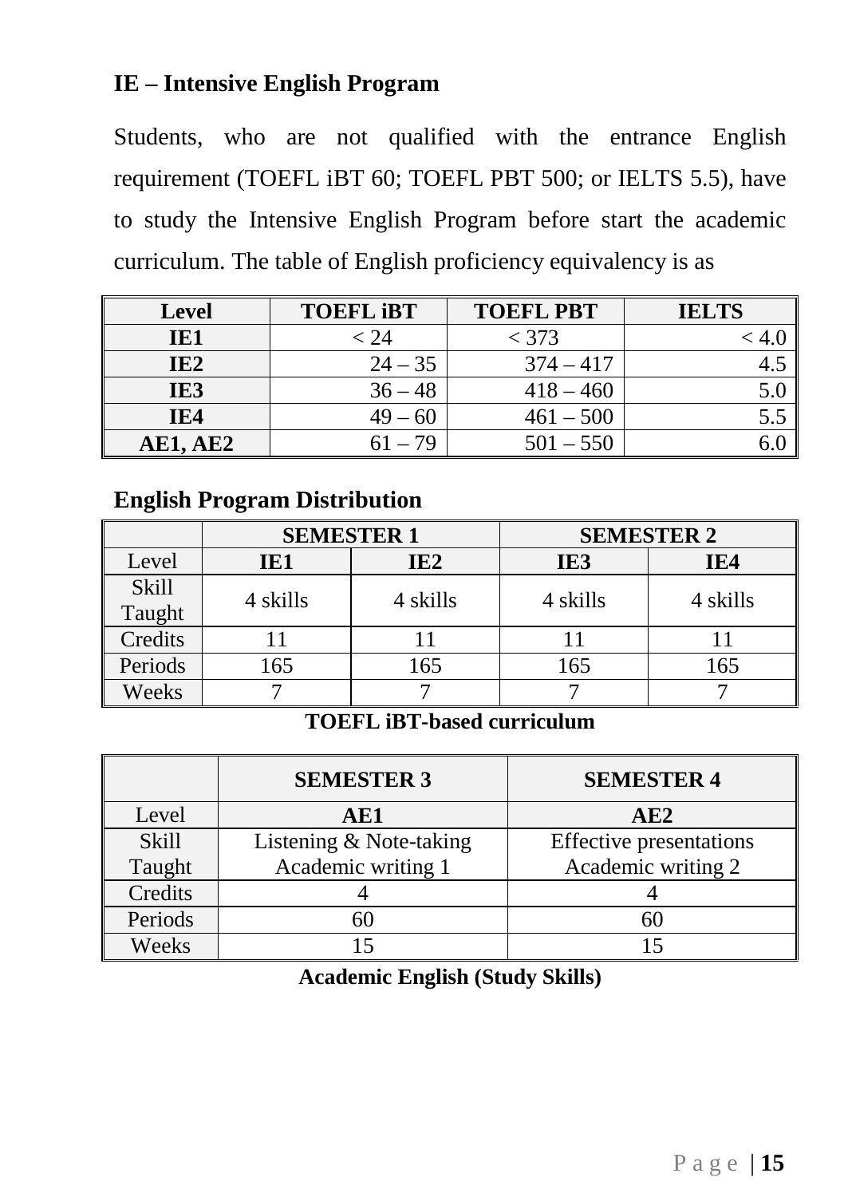## IE – Intensive English Program

Students, who are not qualified with the entrance English requirement (TOEFL iBT 60; TOEFL PBT 500; or IELTS 5.5), have to study the Intensive English Program before start the academic curriculum. The table of English proficiency equivalency is as

| Level | TOEFL iBT | TOEFL PBT | IELTS |
|---|---|---|---|
| IE1 | < 24 | < 373 | < 4.0 |
| IE2 | 24 – 35 | 374 – 417 | 4.5 |
| IE3 | 36 – 48 | 418 – 460 | 5.0 |
| IE4 | 49 – 60 | 461 – 500 | 5.5 |
| AE1, AE2 | 61 – 79 | 501 – 550 | 6.0 |

### English Program Distribution

| | SEMESTER 1 | | SEMESTER 2 | |
|---|---|---|---|---|
| Level | IE1 | IE2 | IE3 | IE4 |
| Skill Taught | 4 skills | 4 skills | 4 skills | 4 skills |
| Credits | 11 | 11 | 11 | 11 |
| Periods | 165 | 165 | 165 | 165 |
| Weeks | 7 | 7 | 7 | 7 |

**TOEFL iBT-based curriculum**

| | SEMESTER 3 | SEMESTER 4 |
|---|---|---|
| Level | AE1 | AE2 |
| Skill Taught | Listening & Note-taking<br>Academic writing 1 | Effective presentations<br>Academic writing 2 |
| Credits | 4 | 4 |
| Periods | 60 | 60 |
| Weeks | 15 | 15 |

**Academic English (Study Skills)**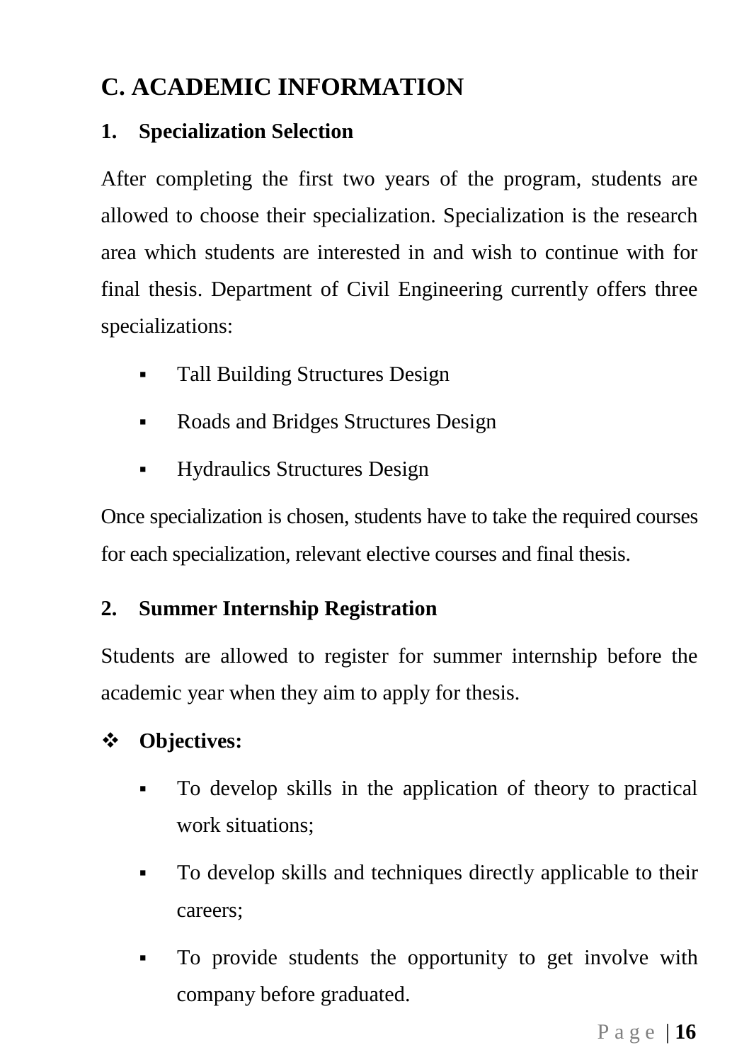## C. ACADEMIC INFORMATION

### 1. Specialization Selection

After completing the first two years of the program, students are allowed to choose their specialization. Specialization is the research area which students are interested in and wish to continue with for final thesis. Department of Civil Engineering currently offers three specializations:

- Tall Building Structures Design
- Roads and Bridges Structures Design
- Hydraulics Structures Design

Once specialization is chosen, students have to take the required courses for each specialization, relevant elective courses and final thesis.

### 2. Summer Internship Registration

Students are allowed to register for summer internship before the academic year when they aim to apply for thesis.

❖ **Objectives:**

- To develop skills in the application of theory to practical work situations;
- To develop skills and techniques directly applicable to their careers;
- To provide students the opportunity to get involve with company before graduated.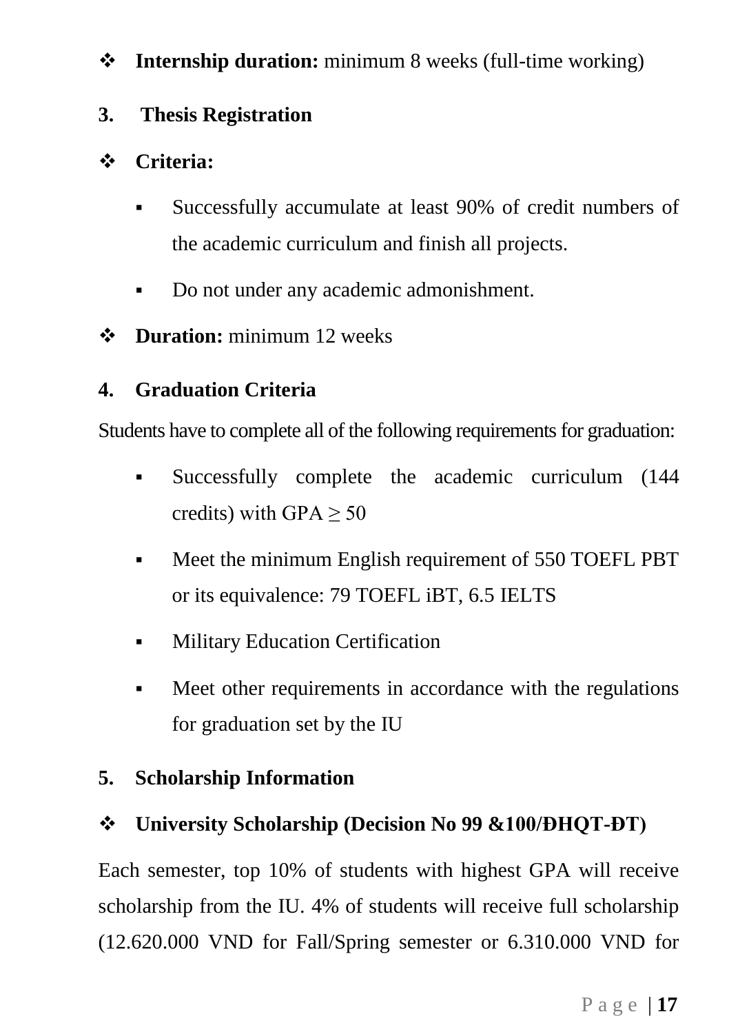- **Internship duration:** minimum 8 weeks (full-time working)

## 3. Thesis Registration

- **Criteria:**
  - Successfully accumulate at least 90% of credit numbers of the academic curriculum and finish all projects.
  - Do not under any academic admonishment.
- **Duration:** minimum 12 weeks

## 4. Graduation Criteria

Students have to complete all of the following requirements for graduation:

- Successfully complete the academic curriculum (144 credits) with GPA ≥ 50
- Meet the minimum English requirement of 550 TOEFL PBT or its equivalence: 79 TOEFL iBT, 6.5 IELTS
- Military Education Certification
- Meet other requirements in accordance with the regulations for graduation set by the IU

## 5. Scholarship Information

- **University Scholarship (Decision No 99 &100/ĐHQT-ĐT)**

Each semester, top 10% of students with highest GPA will receive scholarship from the IU. 4% of students will receive full scholarship (12.620.000 VND for Fall/Spring semester or 6.310.000 VND for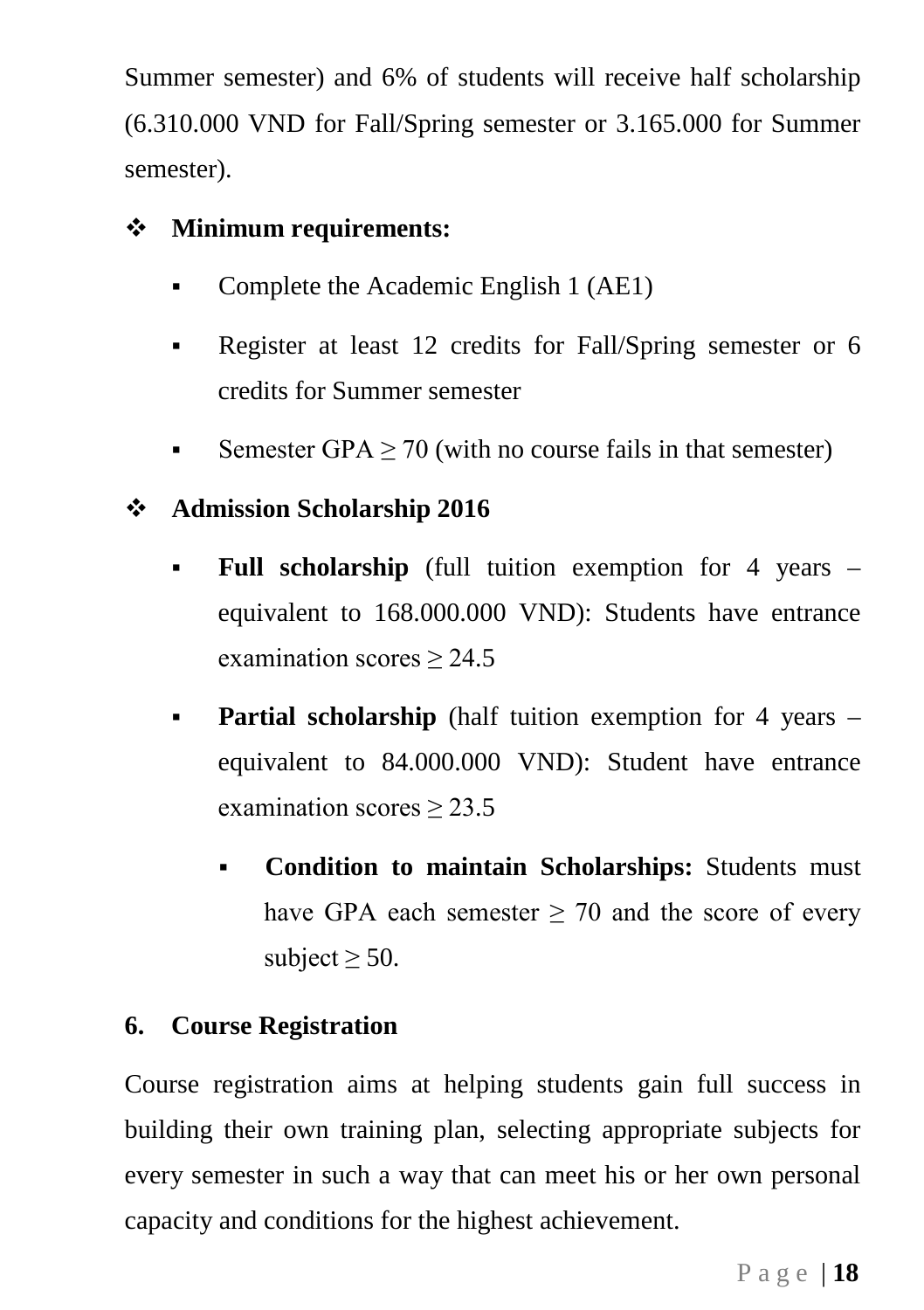Summer semester) and 6% of students will receive half scholarship (6.310.000 VND for Fall/Spring semester or 3.165.000 for Summer semester).

- **Minimum requirements:**
  - Complete the Academic English 1 (AE1)
  - Register at least 12 credits for Fall/Spring semester or 6 credits for Summer semester
  - Semester GPA ≥ 70 (with no course fails in that semester)
- **Admission Scholarship 2016**
  - **Full scholarship** (full tuition exemption for 4 years – equivalent to 168.000.000 VND): Students have entrance examination scores ≥ 24.5
  - **Partial scholarship** (half tuition exemption for 4 years – equivalent to 84.000.000 VND): Student have entrance examination scores ≥ 23.5
    - **Condition to maintain Scholarships:** Students must have GPA each semester ≥ 70 and the score of every subject ≥ 50.

## 6. Course Registration

Course registration aims at helping students gain full success in building their own training plan, selecting appropriate subjects for every semester in such a way that can meet his or her own personal capacity and conditions for the highest achievement.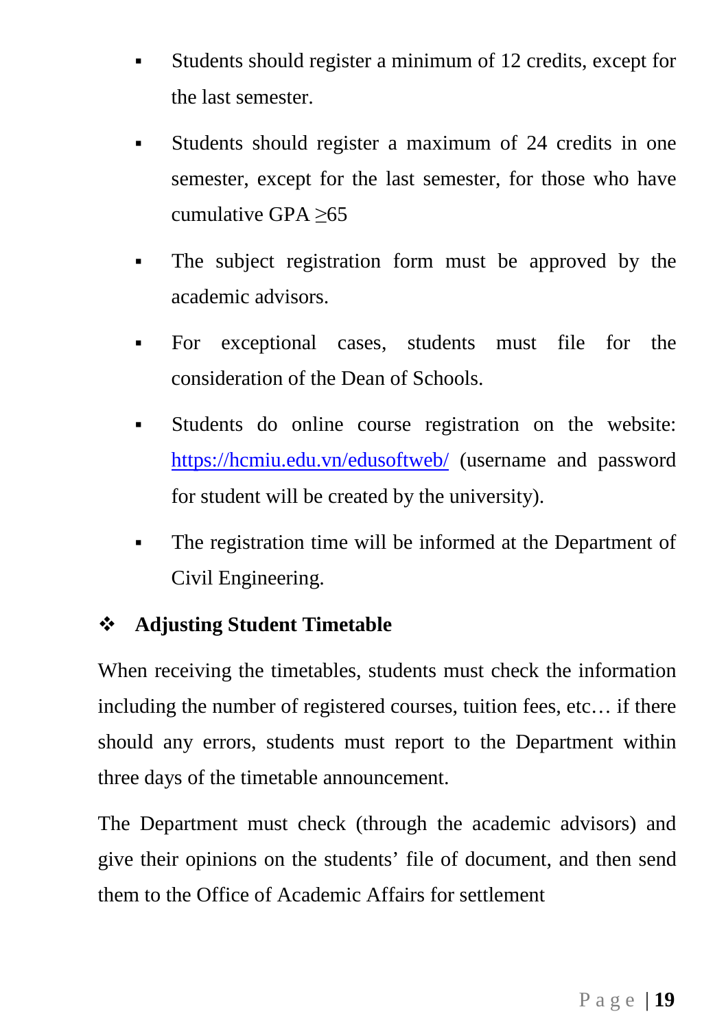- Students should register a minimum of 12 credits, except for the last semester.
- Students should register a maximum of 24 credits in one semester, except for the last semester, for those who have cumulative GPA $\geq$65
- The subject registration form must be approved by the academic advisors.
- For exceptional cases, students must file for the consideration of the Dean of Schools.
- Students do online course registration on the website: [https://hcmiu.edu.vn/edusoftweb/](https://hcmiu.edu.vn/edusoftweb/) (username and password for student will be created by the university).
- The registration time will be informed at the Department of Civil Engineering.

### ❖ Adjusting Student Timetable

When receiving the timetables, students must check the information including the number of registered courses, tuition fees, etc… if there should any errors, students must report to the Department within three days of the timetable announcement.

The Department must check (through the academic advisors) and give their opinions on the students' file of document, and then send them to the Office of Academic Affairs for settlement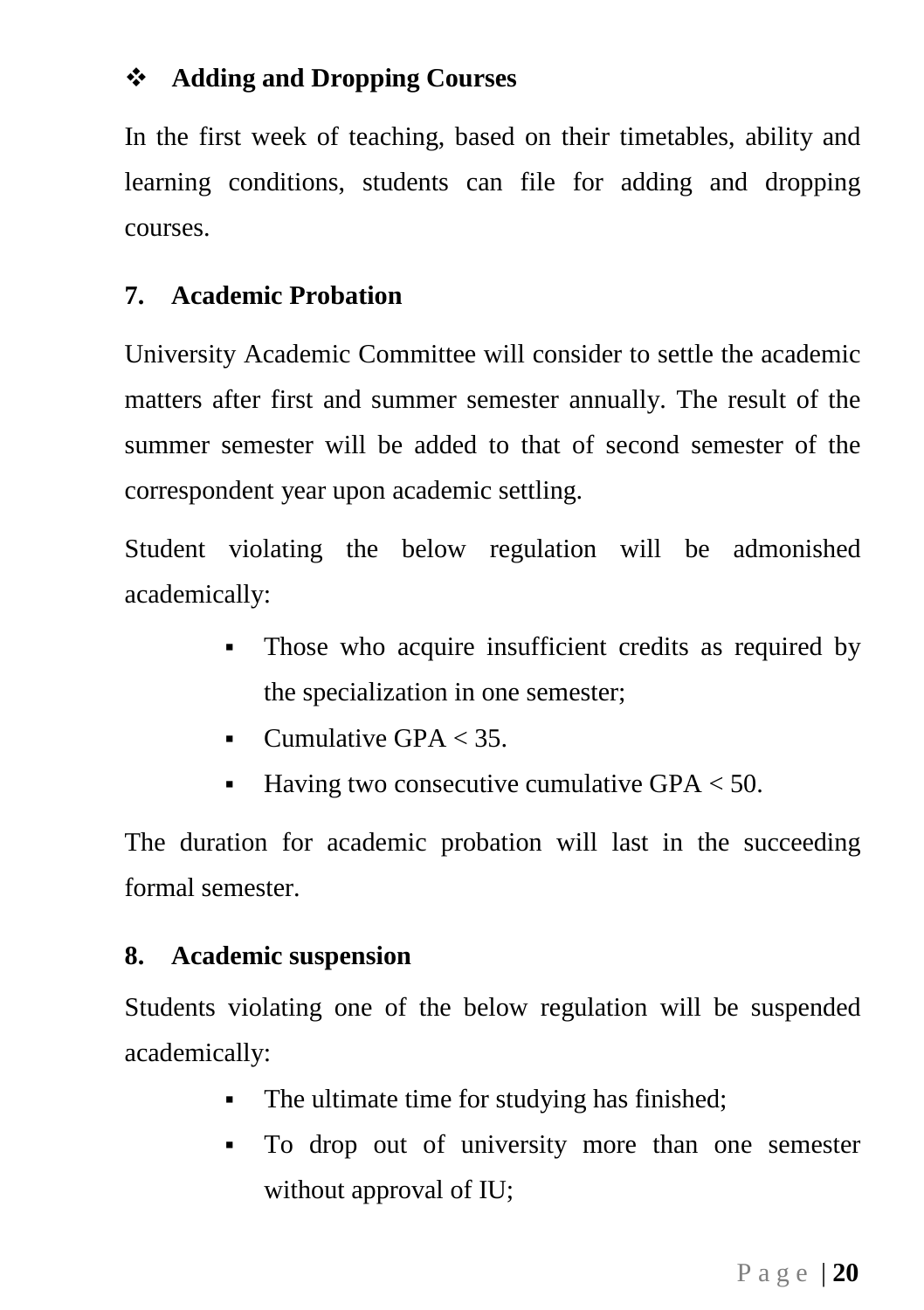### ❖ Adding and Dropping Courses

In the first week of teaching, based on their timetables, ability and learning conditions, students can file for adding and dropping courses.

## 7. Academic Probation

University Academic Committee will consider to settle the academic matters after first and summer semester annually. The result of the summer semester will be added to that of second semester of the correspondent year upon academic settling.

Student violating the below regulation will be admonished academically:

- Those who acquire insufficient credits as required by the specialization in one semester;
- Cumulative GPA < 35.
- Having two consecutive cumulative GPA < 50.

The duration for academic probation will last in the succeeding formal semester.

## 8. Academic suspension

Students violating one of the below regulation will be suspended academically:

- The ultimate time for studying has finished;
- To drop out of university more than one semester without approval of IU;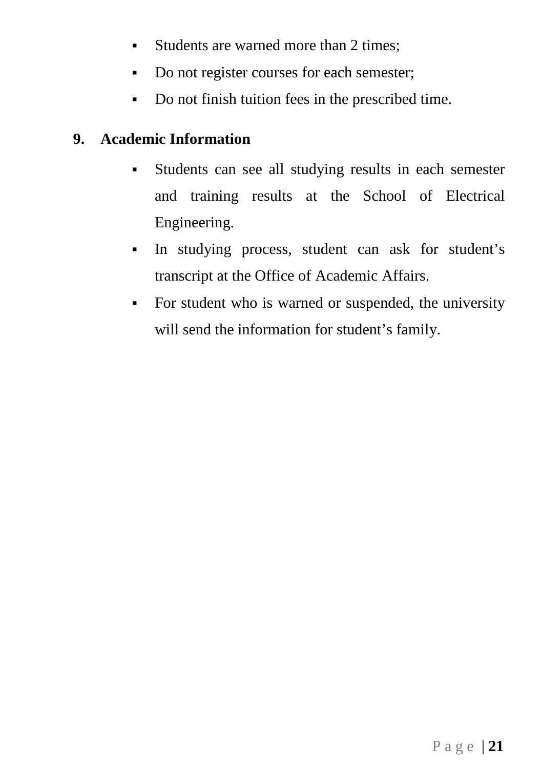- Students are warned more than 2 times;
- Do not register courses for each semester;
- Do not finish tuition fees in the prescribed time.

## 9. Academic Information

- Students can see all studying results in each semester and training results at the School of Electrical Engineering.
- In studying process, student can ask for student's transcript at the Office of Academic Affairs.
- For student who is warned or suspended, the university will send the information for student's family.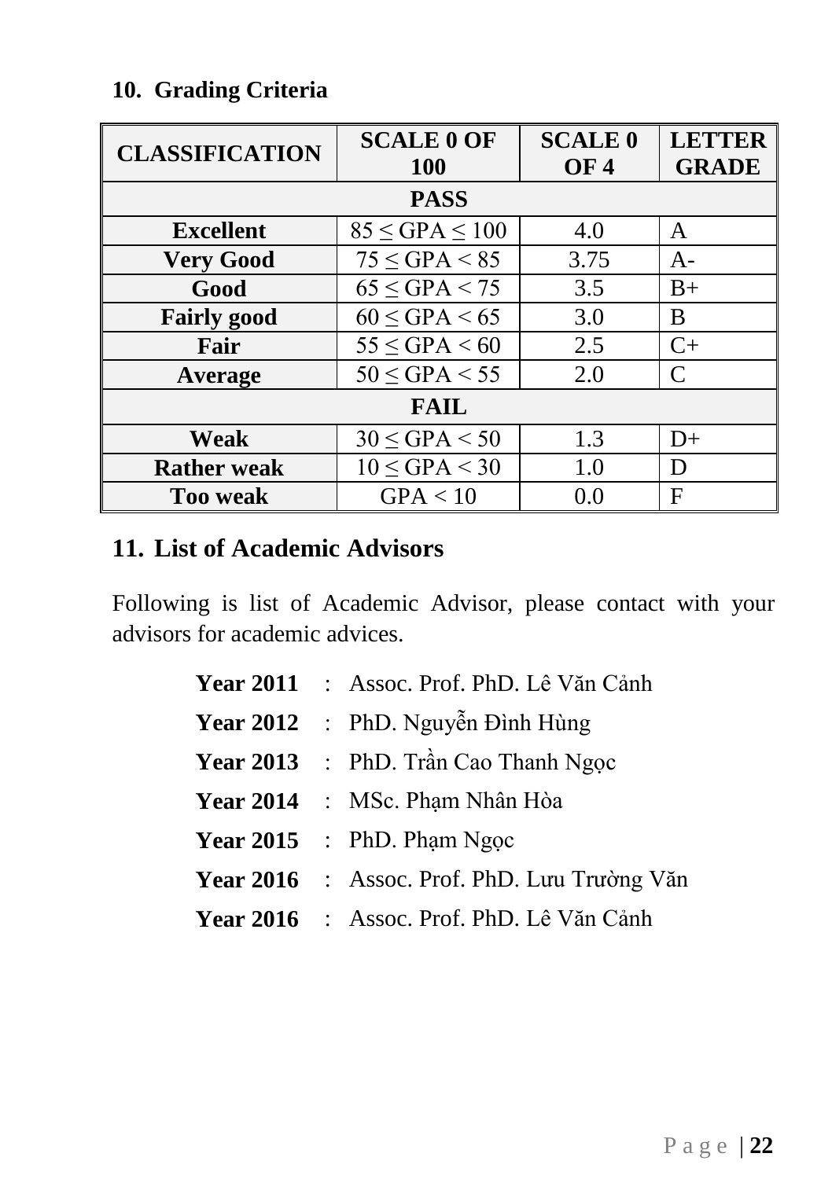## 10. Grading Criteria

| CLASSIFICATION | SCALE 0 OF 100 | SCALE 0 OF 4 | LETTER GRADE |
|---|---|---|---|
| **PASS** | | | |
| **Excellent** | $85 \leq GPA \leq 100$ | 4.0 | A |
| **Very Good** | $75 \leq GPA < 85$ | 3.75 | A- |
| **Good** | $65 \leq GPA < 75$ | 3.5 | B+ |
| **Fairly good** | $60 \leq GPA < 65$ | 3.0 | B |
| **Fair** | $55 \leq GPA < 60$ | 2.5 | C+ |
| **Average** | $50 \leq GPA < 55$ | 2.0 | C |
| **FAIL** | | | |
| **Weak** | $30 \leq GPA < 50$ | 1.3 | D+ |
| **Rather weak** | $10 \leq GPA < 30$ | 1.0 | D |
| **Too weak** | $GPA < 10$ | 0.0 | F |

## 11. List of Academic Advisors

Following is list of Academic Advisor, please contact with your advisors for academic advices.

**Year 2011** : Assoc. Prof. PhD. Lê Văn Cảnh

**Year 2012** : PhD. Nguyễn Đình Hùng

**Year 2013** : PhD. Trần Cao Thanh Ngọc

**Year 2014** : MSc. Phạm Nhân Hòa

**Year 2015** : PhD. Phạm Ngọc

**Year 2016** : Assoc. Prof. PhD. Lưu Trường Văn

**Year 2016** : Assoc. Prof. PhD. Lê Văn Cảnh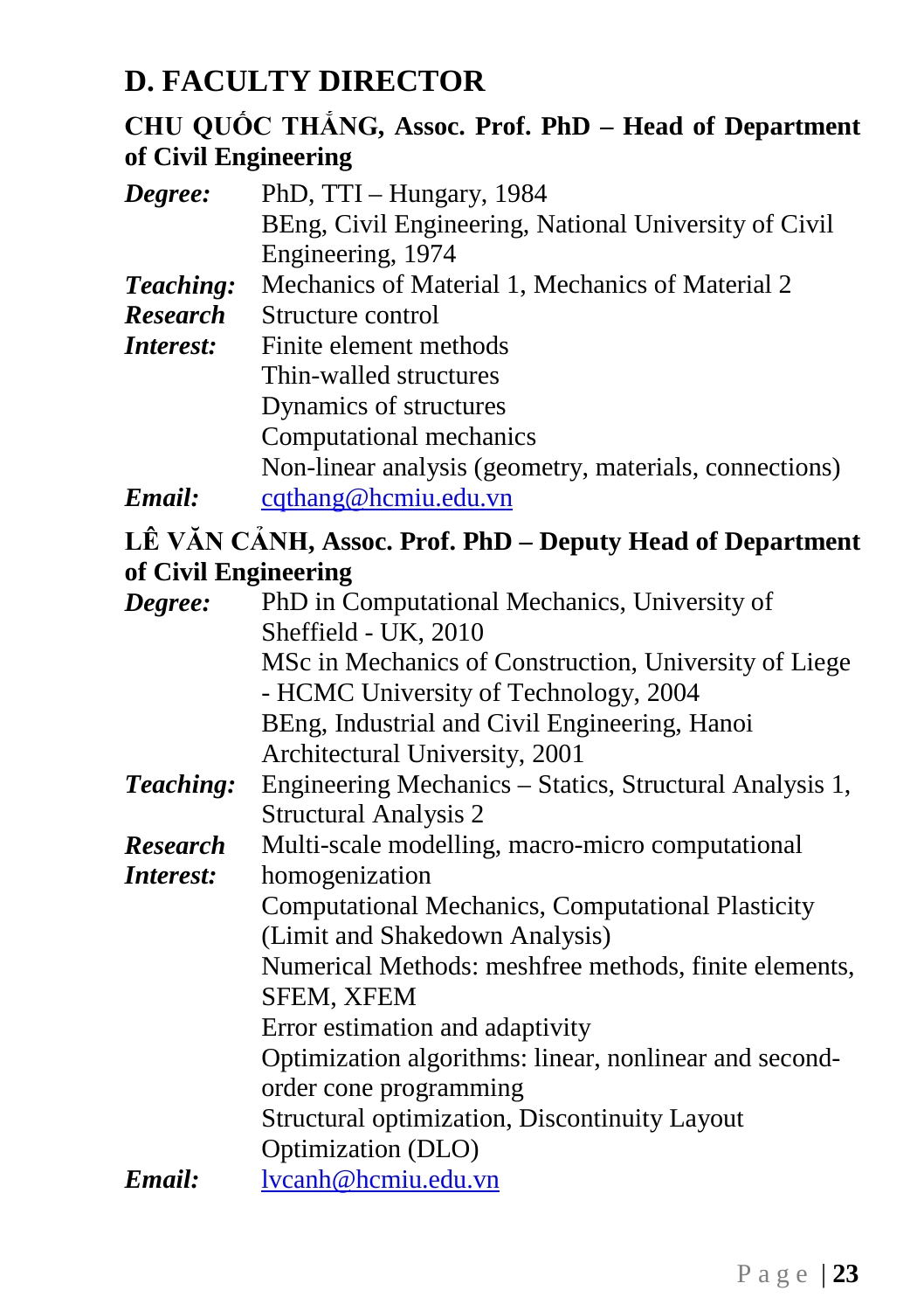# D. FACULTY DIRECTOR

### CHU QUỐC THẮNG, Assoc. Prof. PhD – Head of Department of Civil Engineering

***Degree:*** PhD, TTI – Hungary, 1984
BEng, Civil Engineering, National University of Civil Engineering, 1974

***Teaching:*** Mechanics of Material 1, Mechanics of Material 2

***Research Interest:*** Structure control
Finite element methods
Thin-walled structures
Dynamics of structures
Computational mechanics
Non-linear analysis (geometry, materials, connections)

***Email:*** cqthang@hcmiu.edu.vn

### LÊ VĂN CẢNH, Assoc. Prof. PhD – Deputy Head of Department of Civil Engineering

***Degree:*** PhD in Computational Mechanics, University of Sheffield - UK, 2010
MSc in Mechanics of Construction, University of Liege - HCMC University of Technology, 2004
BEng, Industrial and Civil Engineering, Hanoi Architectural University, 2001

***Teaching:*** Engineering Mechanics – Statics, Structural Analysis 1, Structural Analysis 2

***Research Interest:*** Multi-scale modelling, macro-micro computational homogenization
Computational Mechanics, Computational Plasticity (Limit and Shakedown Analysis)
Numerical Methods: meshfree methods, finite elements, SFEM, XFEM
Error estimation and adaptivity
Optimization algorithms: linear, nonlinear and second-order cone programming
Structural optimization, Discontinuity Layout Optimization (DLO)

***Email:*** lvcanh@hcmiu.edu.vn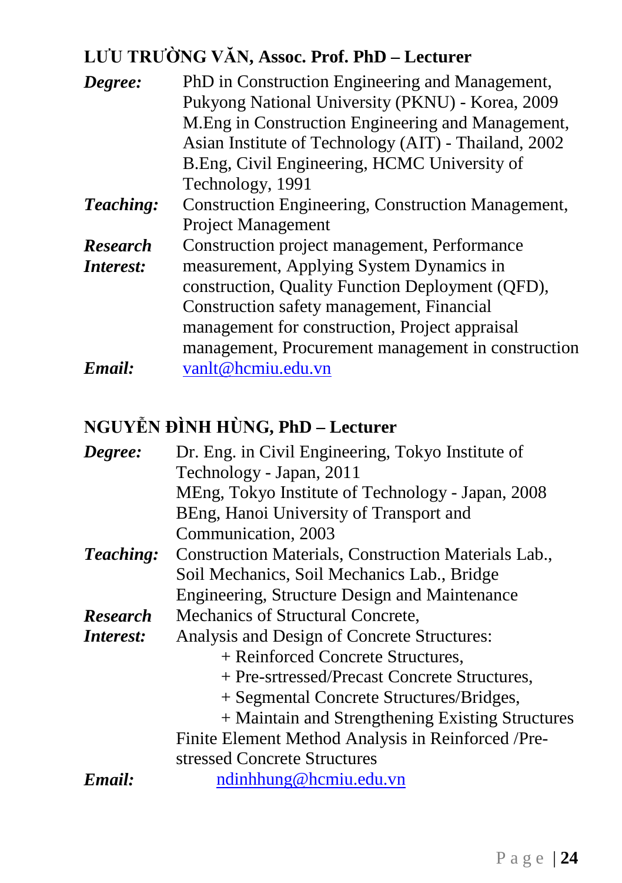## LƯU TRƯỜNG VĂN, Assoc. Prof. PhD – Lecturer

| | |
|---|---|
| ***Degree:*** | PhD in Construction Engineering and Management, Pukyong National University (PKNU) - Korea, 2009<br>M.Eng in Construction Engineering and Management, Asian Institute of Technology (AIT) - Thailand, 2002<br>B.Eng, Civil Engineering, HCMC University of Technology, 1991 |
| ***Teaching:*** | Construction Engineering, Construction Management, Project Management |
| ***Research Interest:*** | Construction project management, Performance measurement, Applying System Dynamics in construction, Quality Function Deployment (QFD), Construction safety management, Financial management for construction, Project appraisal management, Procurement management in construction |
| ***Email:*** | vanlt@hcmiu.edu.vn |

## NGUYỄN ĐÌNH HÙNG, PhD – Lecturer

| | |
|---|---|
| ***Degree:*** | Dr. Eng. in Civil Engineering, Tokyo Institute of Technology - Japan, 2011<br>MEng, Tokyo Institute of Technology - Japan, 2008<br>BEng, Hanoi University of Transport and Communication, 2003 |
| ***Teaching:*** | Construction Materials, Construction Materials Lab., Soil Mechanics, Soil Mechanics Lab., Bridge Engineering, Structure Design and Maintenance |
| ***Research Interest:*** | Mechanics of Structural Concrete,<br>Analysis and Design of Concrete Structures:<br>+ Reinforced Concrete Structures,<br>+ Pre-srtressed/Precast Concrete Structures,<br>+ Segmental Concrete Structures/Bridges,<br>+ Maintain and Strengthening Existing Structures<br>Finite Element Method Analysis in Reinforced /Pre-stressed Concrete Structures |
| ***Email:*** | ndinhhung@hcmiu.edu.vn |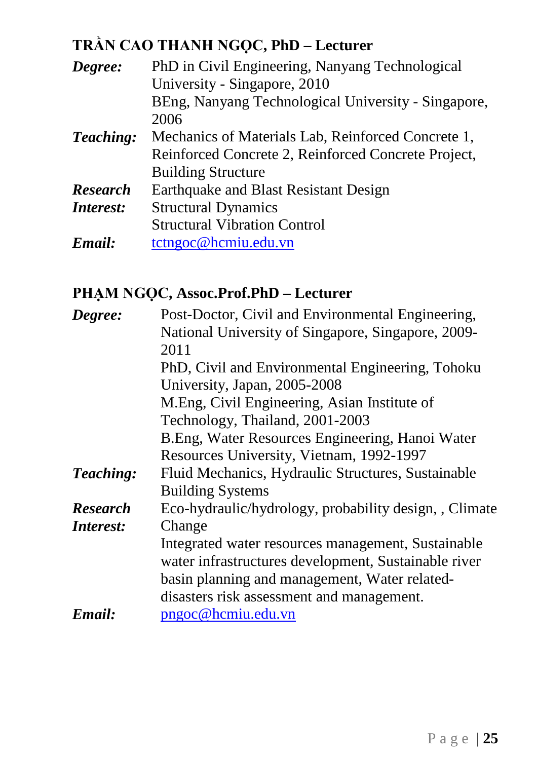## TRẦN CAO THANH NGỌC, PhD – Lecturer

| | |
|---|---|
| ***Degree:*** | PhD in Civil Engineering, Nanyang Technological University - Singapore, 2010<br>BEng, Nanyang Technological University - Singapore, 2006 |
| ***Teaching:*** | Mechanics of Materials Lab, Reinforced Concrete 1, Reinforced Concrete 2, Reinforced Concrete Project, Building Structure |
| ***Research Interest:*** | Earthquake and Blast Resistant Design<br>Structural Dynamics<br>Structural Vibration Control |
| ***Email:*** | tctngoc@hcmiu.edu.vn |

## PHẠM NGỌC, Assoc.Prof.PhD – Lecturer

| | |
|---|---|
| ***Degree:*** | Post-Doctor, Civil and Environmental Engineering, National University of Singapore, Singapore, 2009-2011<br>PhD, Civil and Environmental Engineering, Tohoku University, Japan, 2005-2008<br>M.Eng, Civil Engineering, Asian Institute of Technology, Thailand, 2001-2003<br>B.Eng, Water Resources Engineering, Hanoi Water Resources University, Vietnam, 1992-1997 |
| ***Teaching:*** | Fluid Mechanics, Hydraulic Structures, Sustainable Building Systems |
| ***Research Interest:*** | Eco-hydraulic/hydrology, probability design, , Climate Change<br>Integrated water resources management, Sustainable water infrastructures development, Sustainable river basin planning and management, Water related-disasters risk assessment and management. |
| ***Email:*** | pngoc@hcmiu.edu.vn |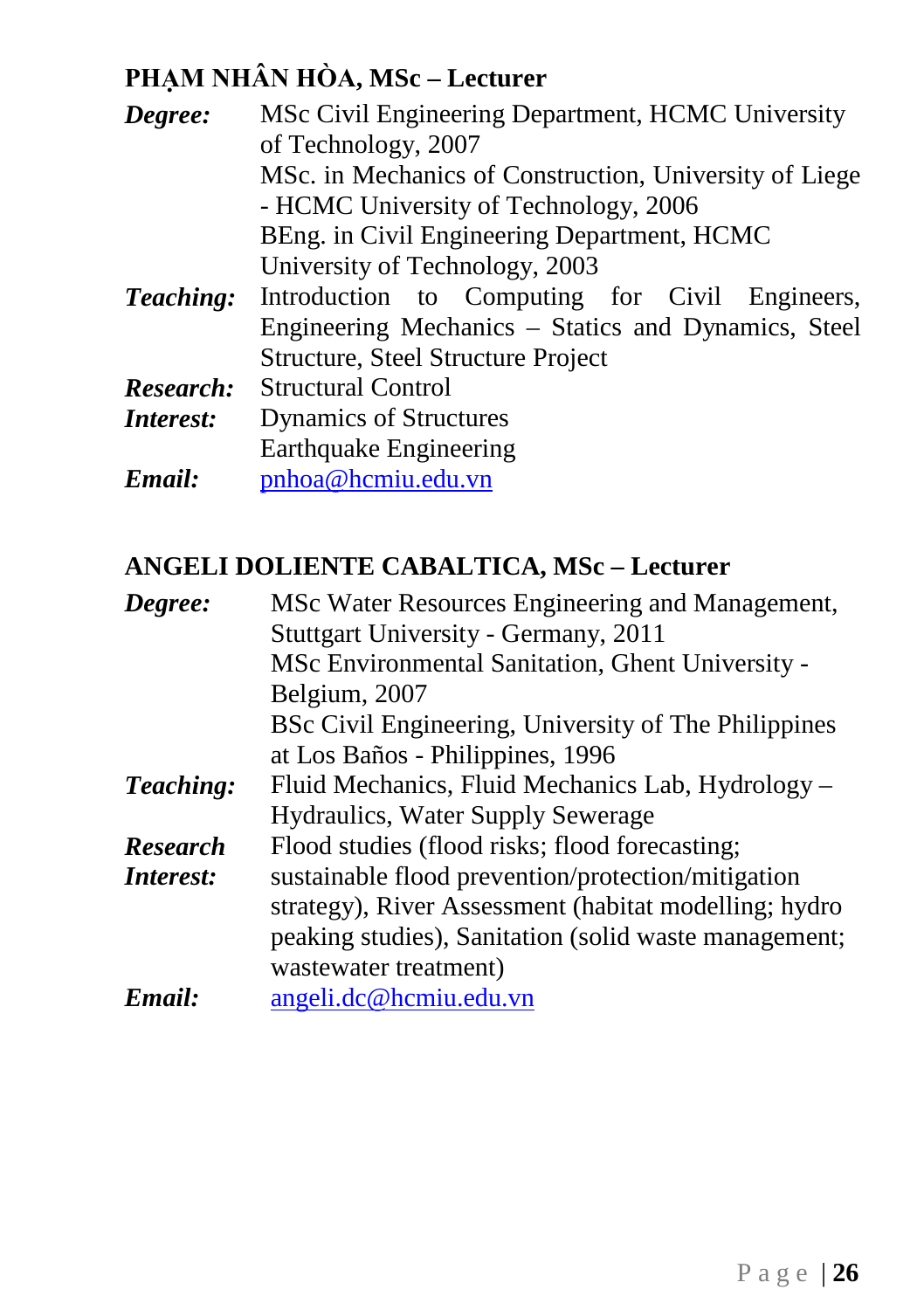**PHẠM NHÂN HÒA, MSc – Lecturer**

***Degree:*** MSc Civil Engineering Department, HCMC University of Technology, 2007
MSc. in Mechanics of Construction, University of Liege - HCMC University of Technology, 2006
BEng. in Civil Engineering Department, HCMC University of Technology, 2003

***Teaching:*** Introduction to Computing for Civil Engineers, Engineering Mechanics – Statics and Dynamics, Steel Structure, Steel Structure Project

***Research Interest:*** Structural Control
Dynamics of Structures
Earthquake Engineering

***Email:*** pnhoa@hcmiu.edu.vn

**ANGELI DOLIENTE CABALTICA, MSc – Lecturer**

***Degree:*** MSc Water Resources Engineering and Management, Stuttgart University - Germany, 2011
MSc Environmental Sanitation, Ghent University - Belgium, 2007
BSc Civil Engineering, University of The Philippines at Los Baños - Philippines, 1996

***Teaching:*** Fluid Mechanics, Fluid Mechanics Lab, Hydrology – Hydraulics, Water Supply Sewerage

***Research Interest:*** Flood studies (flood risks; flood forecasting; sustainable flood prevention/protection/mitigation strategy), River Assessment (habitat modelling; hydro peaking studies), Sanitation (solid waste management; wastewater treatment)

***Email:*** angeli.dc@hcmiu.edu.vn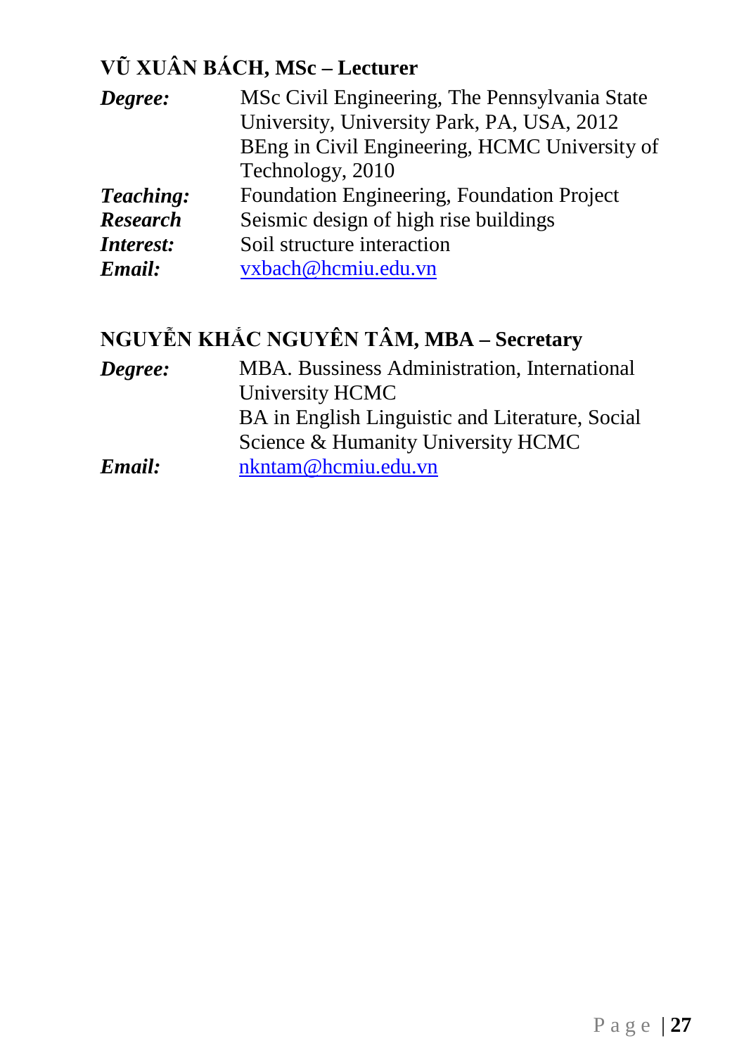### VŨ XUÂN BÁCH, MSc – Lecturer

| | |
|---|---|
| ***Degree:*** | MSc Civil Engineering, The Pennsylvania State University, University Park, PA, USA, 2012<br>BEng in Civil Engineering, HCMC University of Technology, 2010 |
| ***Teaching:*** | Foundation Engineering, Foundation Project |
| ***Research Interest:*** | Seismic design of high rise buildings<br>Soil structure interaction |
| ***Email:*** | vxbach@hcmiu.edu.vn |

### NGUYỄN KHẮC NGUYÊN TÂM, MBA – Secretary

| | |
|---|---|
| ***Degree:*** | MBA. Bussiness Administration, International University HCMC<br>BA in English Linguistic and Literature, Social Science & Humanity University HCMC |
| ***Email:*** | nkntam@hcmiu.edu.vn |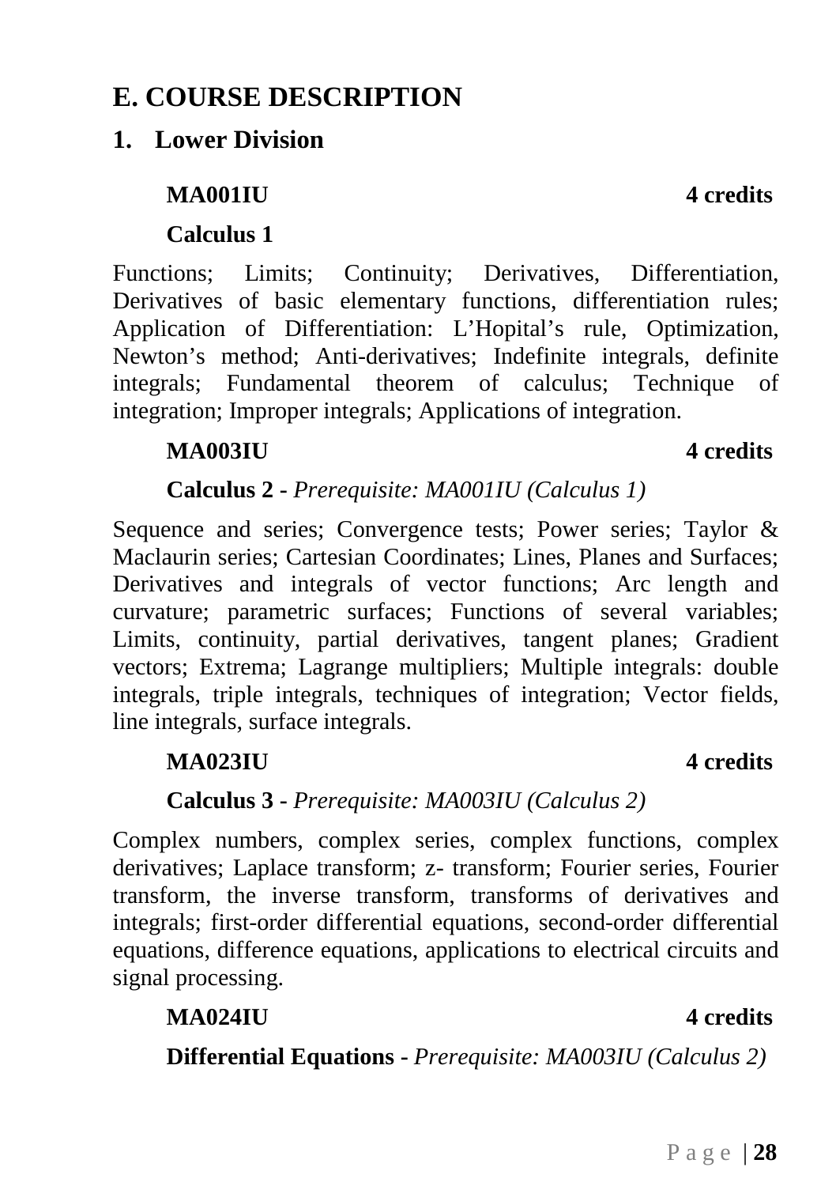# E. COURSE DESCRIPTION

## 1. Lower Division

**MA001IU** **4 credits**

**Calculus 1**

Functions; Limits; Continuity; Derivatives, Differentiation, Derivatives of basic elementary functions, differentiation rules; Application of Differentiation: L'Hopital's rule, Optimization, Newton's method; Anti-derivatives; Indefinite integrals, definite integrals; Fundamental theorem of calculus; Technique of integration; Improper integrals; Applications of integration.

**MA003IU** **4 credits**

**Calculus 2 -** *Prerequisite: MA001IU (Calculus 1)*

Sequence and series; Convergence tests; Power series; Taylor & Maclaurin series; Cartesian Coordinates; Lines, Planes and Surfaces; Derivatives and integrals of vector functions; Arc length and curvature; parametric surfaces; Functions of several variables; Limits, continuity, partial derivatives, tangent planes; Gradient vectors; Extrema; Lagrange multipliers; Multiple integrals: double integrals, triple integrals, techniques of integration; Vector fields, line integrals, surface integrals.

**MA023IU** **4 credits**

**Calculus 3 -** *Prerequisite: MA003IU (Calculus 2)*

Complex numbers, complex series, complex functions, complex derivatives; Laplace transform; z- transform; Fourier series, Fourier transform, the inverse transform, transforms of derivatives and integrals; first-order differential equations, second-order differential equations, difference equations, applications to electrical circuits and signal processing.

**MA024IU** **4 credits**

**Differential Equations -** *Prerequisite: MA003IU (Calculus 2)*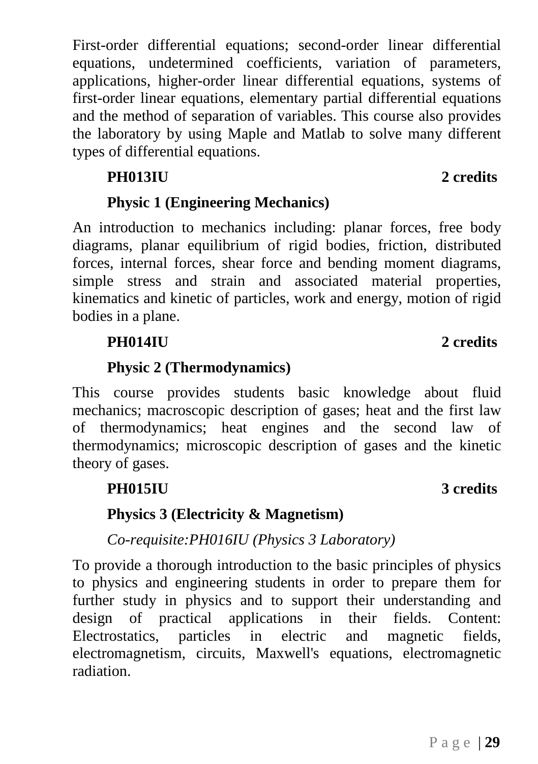First-order differential equations; second-order linear differential equations, undetermined coefficients, variation of parameters, applications, higher-order linear differential equations, systems of first-order linear equations, elementary partial differential equations and the method of separation of variables. This course also provides the laboratory by using Maple and Matlab to solve many different types of differential equations.

**PH013IU** **2 credits**

**Physic 1 (Engineering Mechanics)**

An introduction to mechanics including: planar forces, free body diagrams, planar equilibrium of rigid bodies, friction, distributed forces, internal forces, shear force and bending moment diagrams, simple stress and strain and associated material properties, kinematics and kinetic of particles, work and energy, motion of rigid bodies in a plane.

**PH014IU** **2 credits**

**Physic 2 (Thermodynamics)**

This course provides students basic knowledge about fluid mechanics; macroscopic description of gases; heat and the first law of thermodynamics; heat engines and the second law of thermodynamics; microscopic description of gases and the kinetic theory of gases.

**PH015IU** **3 credits**

**Physics 3 (Electricity & Magnetism)**

*Co-requisite:PH016IU (Physics 3 Laboratory)*

To provide a thorough introduction to the basic principles of physics to physics and engineering students in order to prepare them for further study in physics and to support their understanding and design of practical applications in their fields. Content: Electrostatics, particles in electric and magnetic fields, electromagnetism, circuits, Maxwell's equations, electromagnetic radiation.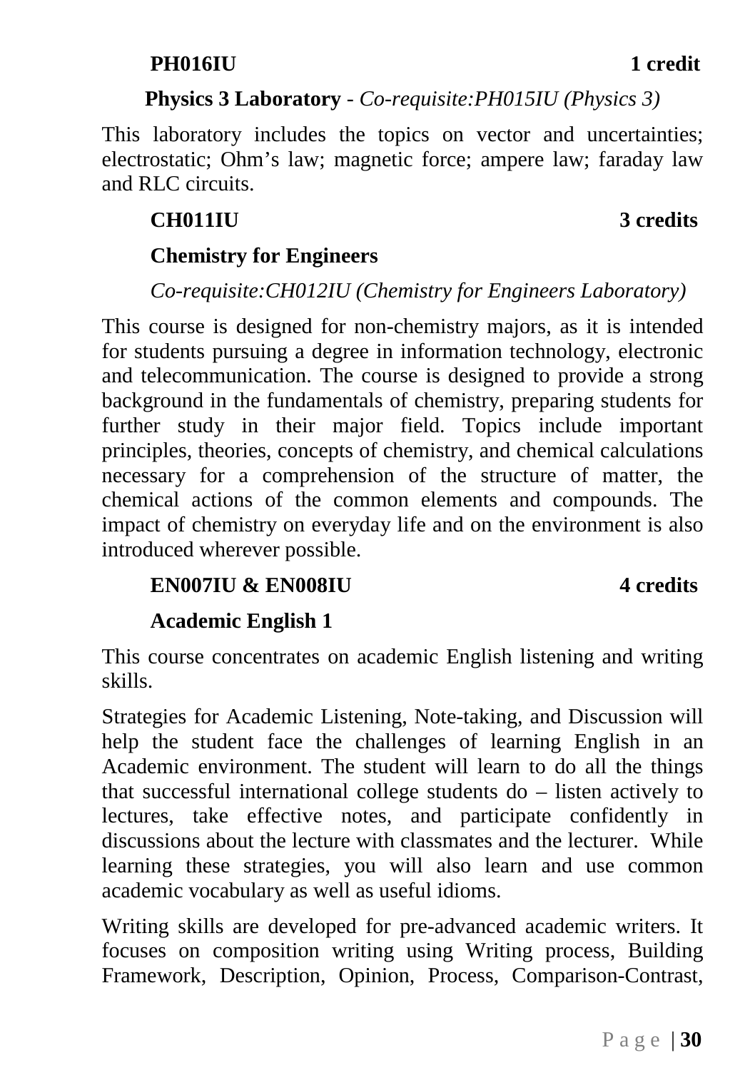**PH016IU** **1 credit**

**Physics 3 Laboratory** - *Co-requisite:PH015IU (Physics 3)*

This laboratory includes the topics on vector and uncertainties; electrostatic; Ohm's law; magnetic force; ampere law; faraday law and RLC circuits.

**CH011IU** **3 credits**

**Chemistry for Engineers**

*Co-requisite:CH012IU (Chemistry for Engineers Laboratory)*

This course is designed for non-chemistry majors, as it is intended for students pursuing a degree in information technology, electronic and telecommunication. The course is designed to provide a strong background in the fundamentals of chemistry, preparing students for further study in their major field. Topics include important principles, theories, concepts of chemistry, and chemical calculations necessary for a comprehension of the structure of matter, the chemical actions of the common elements and compounds. The impact of chemistry on everyday life and on the environment is also introduced wherever possible.

**EN007IU & EN008IU** **4 credits**

**Academic English 1**

This course concentrates on academic English listening and writing skills.

Strategies for Academic Listening, Note-taking, and Discussion will help the student face the challenges of learning English in an Academic environment. The student will learn to do all the things that successful international college students do – listen actively to lectures, take effective notes, and participate confidently in discussions about the lecture with classmates and the lecturer. While learning these strategies, you will also learn and use common academic vocabulary as well as useful idioms.

Writing skills are developed for pre-advanced academic writers. It focuses on composition writing using Writing process, Building Framework, Description, Opinion, Process, Comparison-Contrast,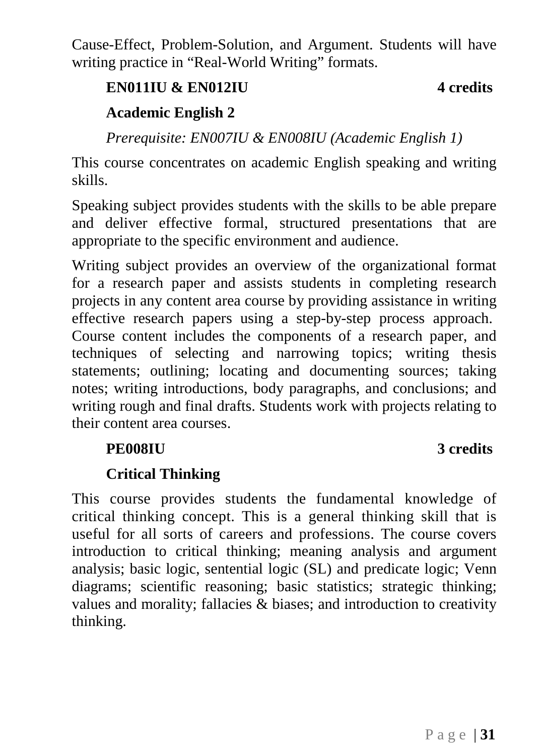Cause-Effect, Problem-Solution, and Argument. Students will have writing practice in "Real-World Writing" formats.

**EN011IU & EN012IU** **4 credits**

**Academic English 2**

*Prerequisite: EN007IU & EN008IU (Academic English 1)*

This course concentrates on academic English speaking and writing skills.

Speaking subject provides students with the skills to be able prepare and deliver effective formal, structured presentations that are appropriate to the specific environment and audience.

Writing subject provides an overview of the organizational format for a research paper and assists students in completing research projects in any content area course by providing assistance in writing effective research papers using a step-by-step process approach. Course content includes the components of a research paper, and techniques of selecting and narrowing topics; writing thesis statements; outlining; locating and documenting sources; taking notes; writing introductions, body paragraphs, and conclusions; and writing rough and final drafts. Students work with projects relating to their content area courses.

**PE008IU** **3 credits**

**Critical Thinking**

This course provides students the fundamental knowledge of critical thinking concept. This is a general thinking skill that is useful for all sorts of careers and professions. The course covers introduction to critical thinking; meaning analysis and argument analysis; basic logic, sentential logic (SL) and predicate logic; Venn diagrams; scientific reasoning; basic statistics; strategic thinking; values and morality; fallacies & biases; and introduction to creativity thinking.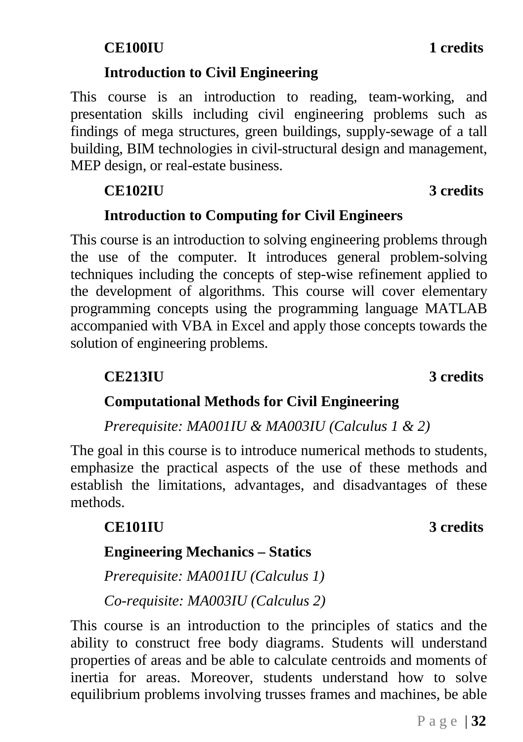**CE100IU 1 credits**

**Introduction to Civil Engineering**

This course is an introduction to reading, team-working, and presentation skills including civil engineering problems such as findings of mega structures, green buildings, supply-sewage of a tall building, BIM technologies in civil-structural design and management, MEP design, or real-estate business.

**CE102IU 3 credits**

**Introduction to Computing for Civil Engineers**

This course is an introduction to solving engineering problems through the use of the computer. It introduces general problem-solving techniques including the concepts of step-wise refinement applied to the development of algorithms. This course will cover elementary programming concepts using the programming language MATLAB accompanied with VBA in Excel and apply those concepts towards the solution of engineering problems.

**CE213IU 3 credits**

**Computational Methods for Civil Engineering**

*Prerequisite: MA001IU & MA003IU (Calculus 1 & 2)*

The goal in this course is to introduce numerical methods to students, emphasize the practical aspects of the use of these methods and establish the limitations, advantages, and disadvantages of these methods.

**CE101IU 3 credits**

**Engineering Mechanics – Statics**

*Prerequisite: MA001IU (Calculus 1)*

*Co-requisite: MA003IU (Calculus 2)*

This course is an introduction to the principles of statics and the ability to construct free body diagrams. Students will understand properties of areas and be able to calculate centroids and moments of inertia for areas. Moreover, students understand how to solve equilibrium problems involving trusses frames and machines, be able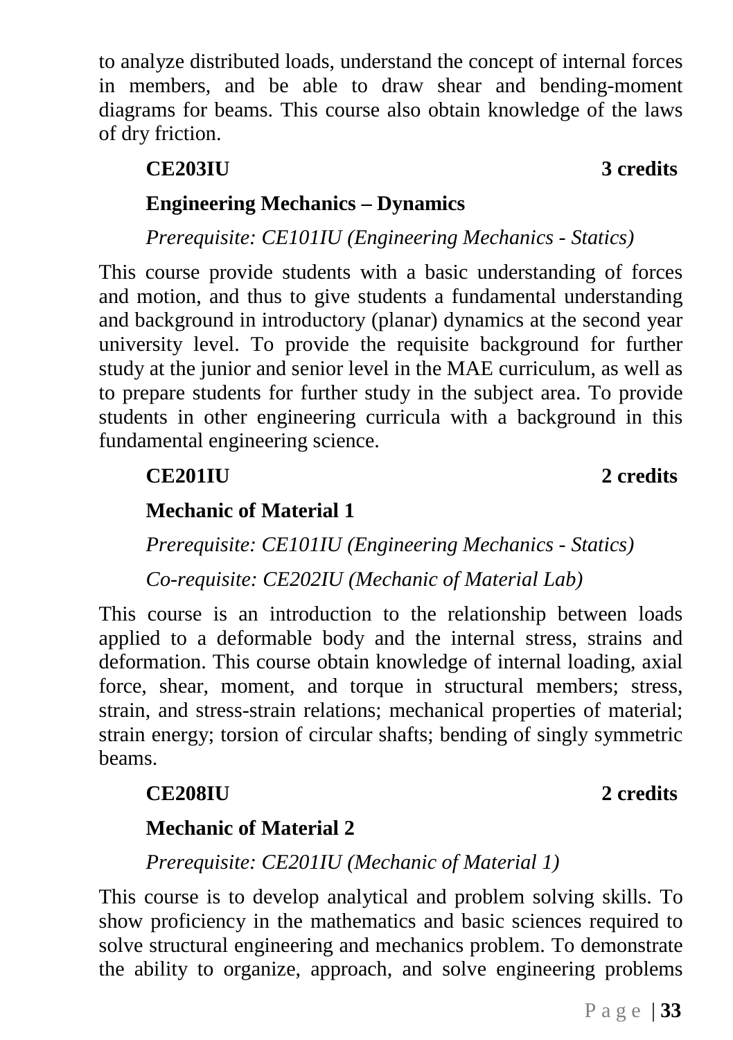to analyze distributed loads, understand the concept of internal forces in members, and be able to draw shear and bending-moment diagrams for beams. This course also obtain knowledge of the laws of dry friction.

**CE203IU** **3 credits**

**Engineering Mechanics – Dynamics**

*Prerequisite: CE101IU (Engineering Mechanics - Statics)*

This course provide students with a basic understanding of forces and motion, and thus to give students a fundamental understanding and background in introductory (planar) dynamics at the second year university level. To provide the requisite background for further study at the junior and senior level in the MAE curriculum, as well as to prepare students for further study in the subject area. To provide students in other engineering curricula with a background in this fundamental engineering science.

**CE201IU** **2 credits**

**Mechanic of Material 1**

*Prerequisite: CE101IU (Engineering Mechanics - Statics)*

*Co-requisite: CE202IU (Mechanic of Material Lab)*

This course is an introduction to the relationship between loads applied to a deformable body and the internal stress, strains and deformation. This course obtain knowledge of internal loading, axial force, shear, moment, and torque in structural members; stress, strain, and stress-strain relations; mechanical properties of material; strain energy; torsion of circular shafts; bending of singly symmetric beams.

**CE208IU** **2 credits**

**Mechanic of Material 2**

*Prerequisite: CE201IU (Mechanic of Material 1)*

This course is to develop analytical and problem solving skills. To show proficiency in the mathematics and basic sciences required to solve structural engineering and mechanics problem. To demonstrate the ability to organize, approach, and solve engineering problems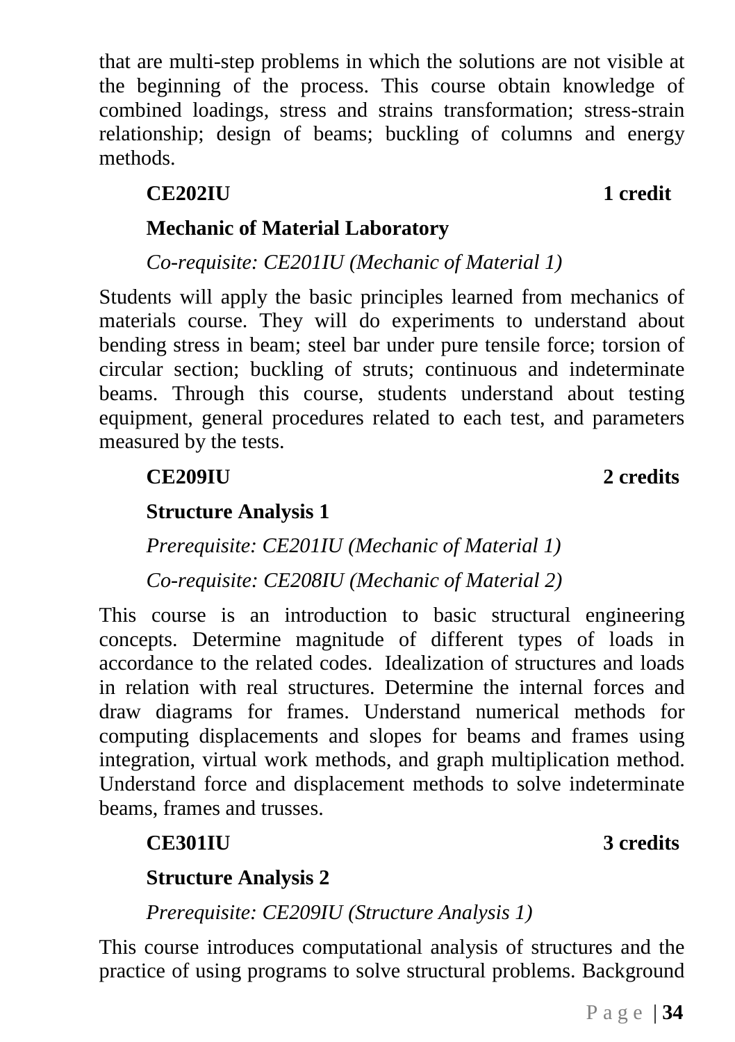that are multi-step problems in which the solutions are not visible at the beginning of the process. This course obtain knowledge of combined loadings, stress and strains transformation; stress-strain relationship; design of beams; buckling of columns and energy methods.

**CE202IU** **1 credit**

**Mechanic of Material Laboratory**

*Co-requisite: CE201IU (Mechanic of Material 1)*

Students will apply the basic principles learned from mechanics of materials course. They will do experiments to understand about bending stress in beam; steel bar under pure tensile force; torsion of circular section; buckling of struts; continuous and indeterminate beams. Through this course, students understand about testing equipment, general procedures related to each test, and parameters measured by the tests.

**CE209IU** **2 credits**

**Structure Analysis 1**

*Prerequisite: CE201IU (Mechanic of Material 1)*

*Co-requisite: CE208IU (Mechanic of Material 2)*

This course is an introduction to basic structural engineering concepts. Determine magnitude of different types of loads in accordance to the related codes. Idealization of structures and loads in relation with real structures. Determine the internal forces and draw diagrams for frames. Understand numerical methods for computing displacements and slopes for beams and frames using integration, virtual work methods, and graph multiplication method. Understand force and displacement methods to solve indeterminate beams, frames and trusses.

**CE301IU** **3 credits**

**Structure Analysis 2**

*Prerequisite: CE209IU (Structure Analysis 1)*

This course introduces computational analysis of structures and the practice of using programs to solve structural problems. Background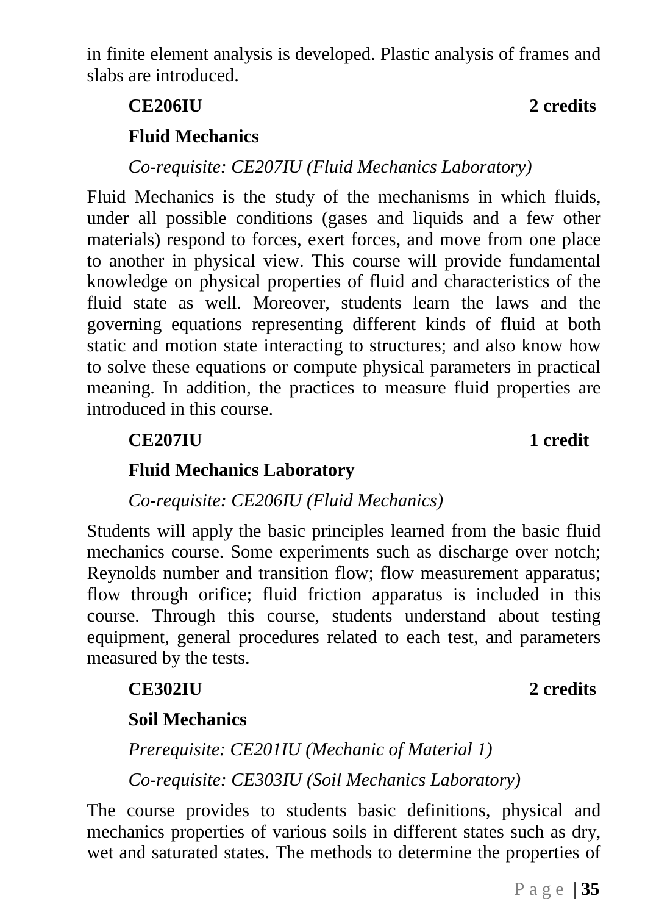in finite element analysis is developed. Plastic analysis of frames and slabs are introduced.

**CE206IU** **2 credits**

**Fluid Mechanics**

*Co-requisite: CE207IU (Fluid Mechanics Laboratory)*

Fluid Mechanics is the study of the mechanisms in which fluids, under all possible conditions (gases and liquids and a few other materials) respond to forces, exert forces, and move from one place to another in physical view. This course will provide fundamental knowledge on physical properties of fluid and characteristics of the fluid state as well. Moreover, students learn the laws and the governing equations representing different kinds of fluid at both static and motion state interacting to structures; and also know how to solve these equations or compute physical parameters in practical meaning. In addition, the practices to measure fluid properties are introduced in this course.

**CE207IU** **1 credit**

**Fluid Mechanics Laboratory**

*Co-requisite: CE206IU (Fluid Mechanics)*

Students will apply the basic principles learned from the basic fluid mechanics course. Some experiments such as discharge over notch; Reynolds number and transition flow; flow measurement apparatus; flow through orifice; fluid friction apparatus is included in this course. Through this course, students understand about testing equipment, general procedures related to each test, and parameters measured by the tests.

**CE302IU** **2 credits**

**Soil Mechanics**

*Prerequisite: CE201IU (Mechanic of Material 1)*

*Co-requisite: CE303IU (Soil Mechanics Laboratory)*

The course provides to students basic definitions, physical and mechanics properties of various soils in different states such as dry, wet and saturated states. The methods to determine the properties of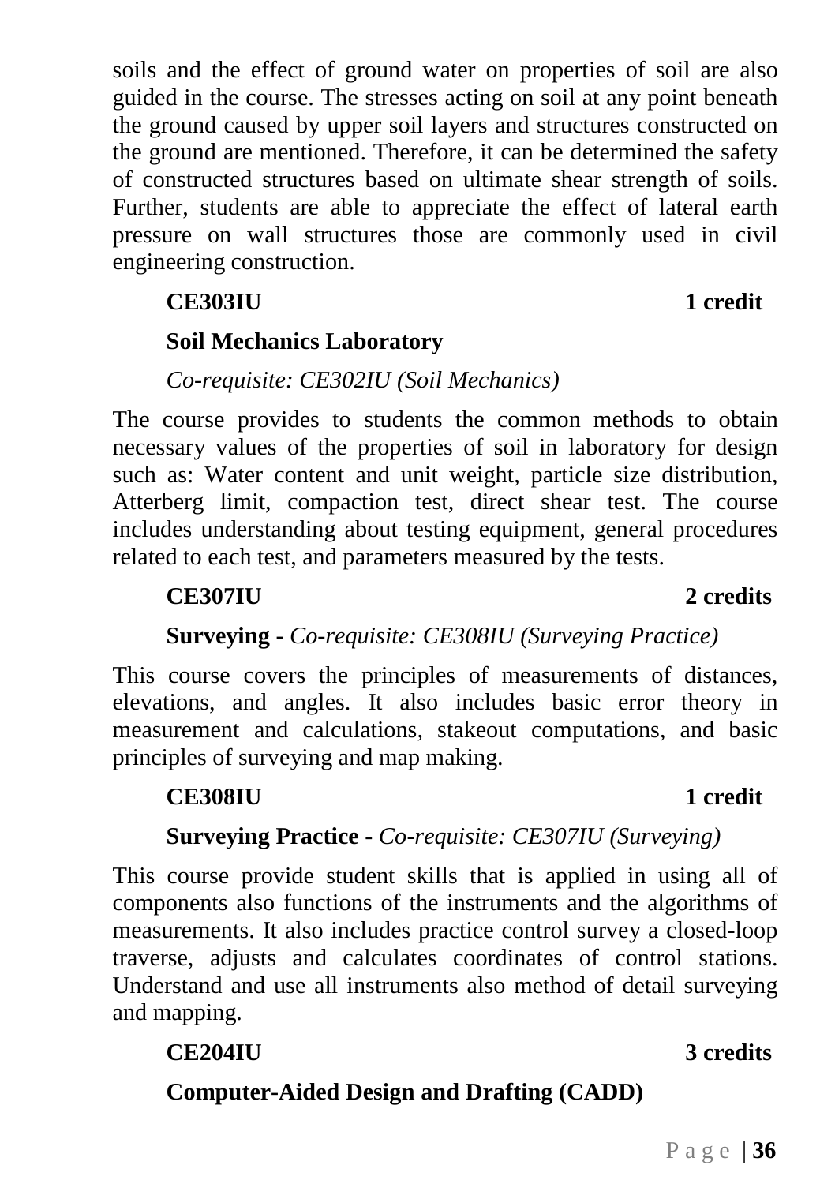soils and the effect of ground water on properties of soil are also guided in the course. The stresses acting on soil at any point beneath the ground caused by upper soil layers and structures constructed on the ground are mentioned. Therefore, it can be determined the safety of constructed structures based on ultimate shear strength of soils. Further, students are able to appreciate the effect of lateral earth pressure on wall structures those are commonly used in civil engineering construction.

**CE303IU** **1 credit**

**Soil Mechanics Laboratory**

*Co-requisite: CE302IU (Soil Mechanics)*

The course provides to students the common methods to obtain necessary values of the properties of soil in laboratory for design such as: Water content and unit weight, particle size distribution, Atterberg limit, compaction test, direct shear test. The course includes understanding about testing equipment, general procedures related to each test, and parameters measured by the tests.

**CE307IU** **2 credits**

**Surveying** - *Co-requisite: CE308IU (Surveying Practice)*

This course covers the principles of measurements of distances, elevations, and angles. It also includes basic error theory in measurement and calculations, stakeout computations, and basic principles of surveying and map making.

**CE308IU** **1 credit**

**Surveying Practice** - *Co-requisite: CE307IU (Surveying)*

This course provide student skills that is applied in using all of components also functions of the instruments and the algorithms of measurements. It also includes practice control survey a closed-loop traverse, adjusts and calculates coordinates of control stations. Understand and use all instruments also method of detail surveying and mapping.

**CE204IU** **3 credits**

**Computer-Aided Design and Drafting (CADD)**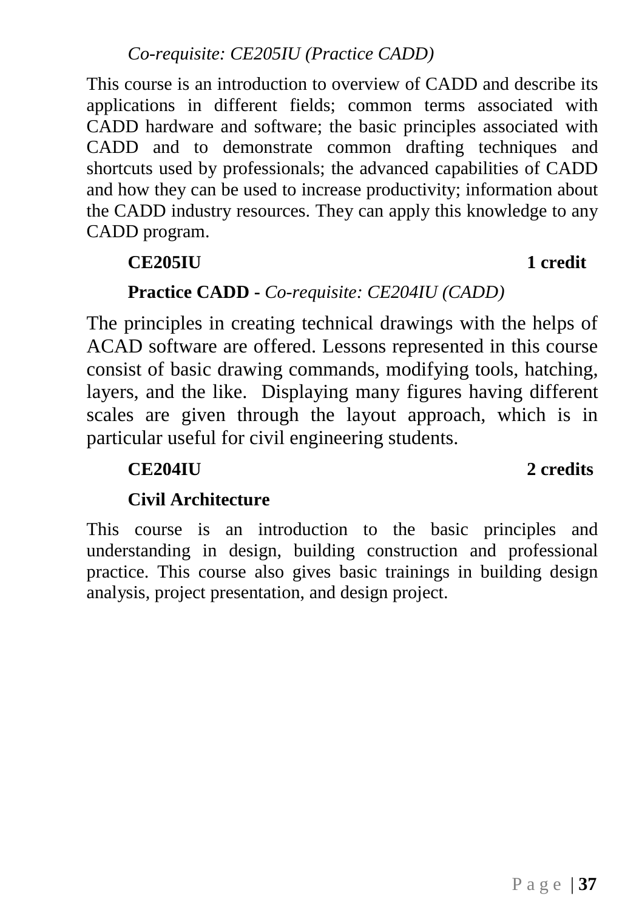*Co-requisite: CE205IU (Practice CADD)*

This course is an introduction to overview of CADD and describe its applications in different fields; common terms associated with CADD hardware and software; the basic principles associated with CADD and to demonstrate common drafting techniques and shortcuts used by professionals; the advanced capabilities of CADD and how they can be used to increase productivity; information about the CADD industry resources. They can apply this knowledge to any CADD program.

**CE205IU** **1 credit**

**Practice CADD -** *Co-requisite: CE204IU (CADD)*

The principles in creating technical drawings with the helps of ACAD software are offered. Lessons represented in this course consist of basic drawing commands, modifying tools, hatching, layers, and the like. Displaying many figures having different scales are given through the layout approach, which is in particular useful for civil engineering students.

**CE204IU** **2 credits**

**Civil Architecture**

This course is an introduction to the basic principles and understanding in design, building construction and professional practice. This course also gives basic trainings in building design analysis, project presentation, and design project.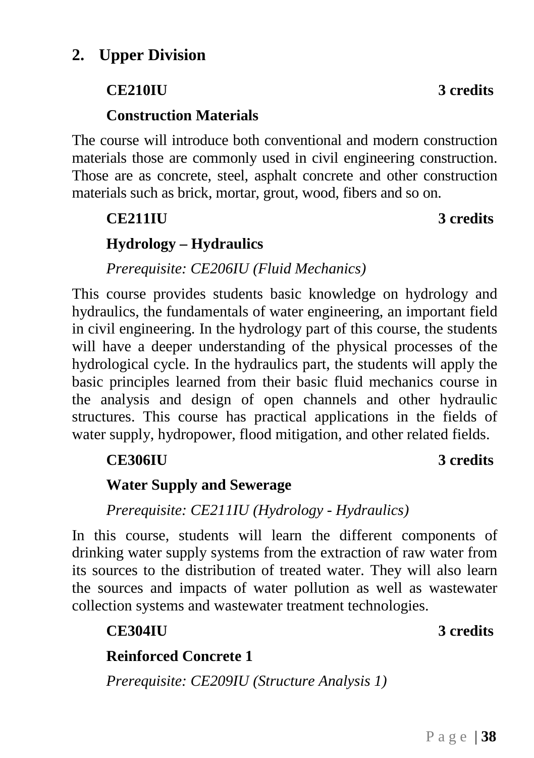## 2. Upper Division

**CE210IU** **3 credits**

**Construction Materials**

The course will introduce both conventional and modern construction materials those are commonly used in civil engineering construction. Those are as concrete, steel, asphalt concrete and other construction materials such as brick, mortar, grout, wood, fibers and so on.

**CE211IU** **3 credits**

**Hydrology – Hydraulics**

*Prerequisite: CE206IU (Fluid Mechanics)*

This course provides students basic knowledge on hydrology and hydraulics, the fundamentals of water engineering, an important field in civil engineering. In the hydrology part of this course, the students will have a deeper understanding of the physical processes of the hydrological cycle. In the hydraulics part, the students will apply the basic principles learned from their basic fluid mechanics course in the analysis and design of open channels and other hydraulic structures. This course has practical applications in the fields of water supply, hydropower, flood mitigation, and other related fields.

**CE306IU** **3 credits**

**Water Supply and Sewerage**

*Prerequisite: CE211IU (Hydrology - Hydraulics)*

In this course, students will learn the different components of drinking water supply systems from the extraction of raw water from its sources to the distribution of treated water. They will also learn the sources and impacts of water pollution as well as wastewater collection systems and wastewater treatment technologies.

**CE304IU** **3 credits**

**Reinforced Concrete 1**

*Prerequisite: CE209IU (Structure Analysis 1)*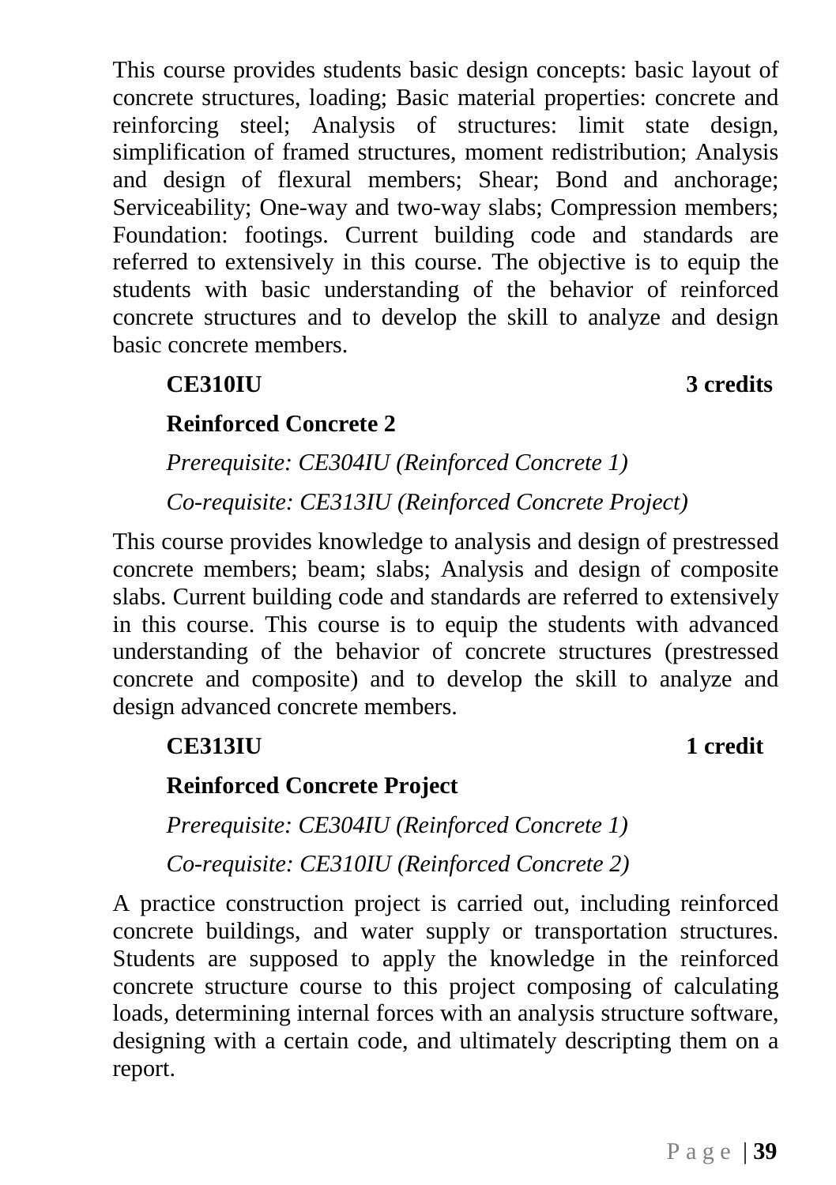This course provides students basic design concepts: basic layout of concrete structures, loading; Basic material properties: concrete and reinforcing steel; Analysis of structures: limit state design, simplification of framed structures, moment redistribution; Analysis and design of flexural members; Shear; Bond and anchorage; Serviceability; One-way and two-way slabs; Compression members; Foundation: footings. Current building code and standards are referred to extensively in this course. The objective is to equip the students with basic understanding of the behavior of reinforced concrete structures and to develop the skill to analyze and design basic concrete members.

**CE310IU** **3 credits**

**Reinforced Concrete 2**

*Prerequisite: CE304IU (Reinforced Concrete 1)*

*Co-requisite: CE313IU (Reinforced Concrete Project)*

This course provides knowledge to analysis and design of prestressed concrete members; beam; slabs; Analysis and design of composite slabs. Current building code and standards are referred to extensively in this course. This course is to equip the students with advanced understanding of the behavior of concrete structures (prestressed concrete and composite) and to develop the skill to analyze and design advanced concrete members.

**CE313IU** **1 credit**

**Reinforced Concrete Project**

*Prerequisite: CE304IU (Reinforced Concrete 1)*

*Co-requisite: CE310IU (Reinforced Concrete 2)*

A practice construction project is carried out, including reinforced concrete buildings, and water supply or transportation structures. Students are supposed to apply the knowledge in the reinforced concrete structure course to this project composing of calculating loads, determining internal forces with an analysis structure software, designing with a certain code, and ultimately descripting them on a report.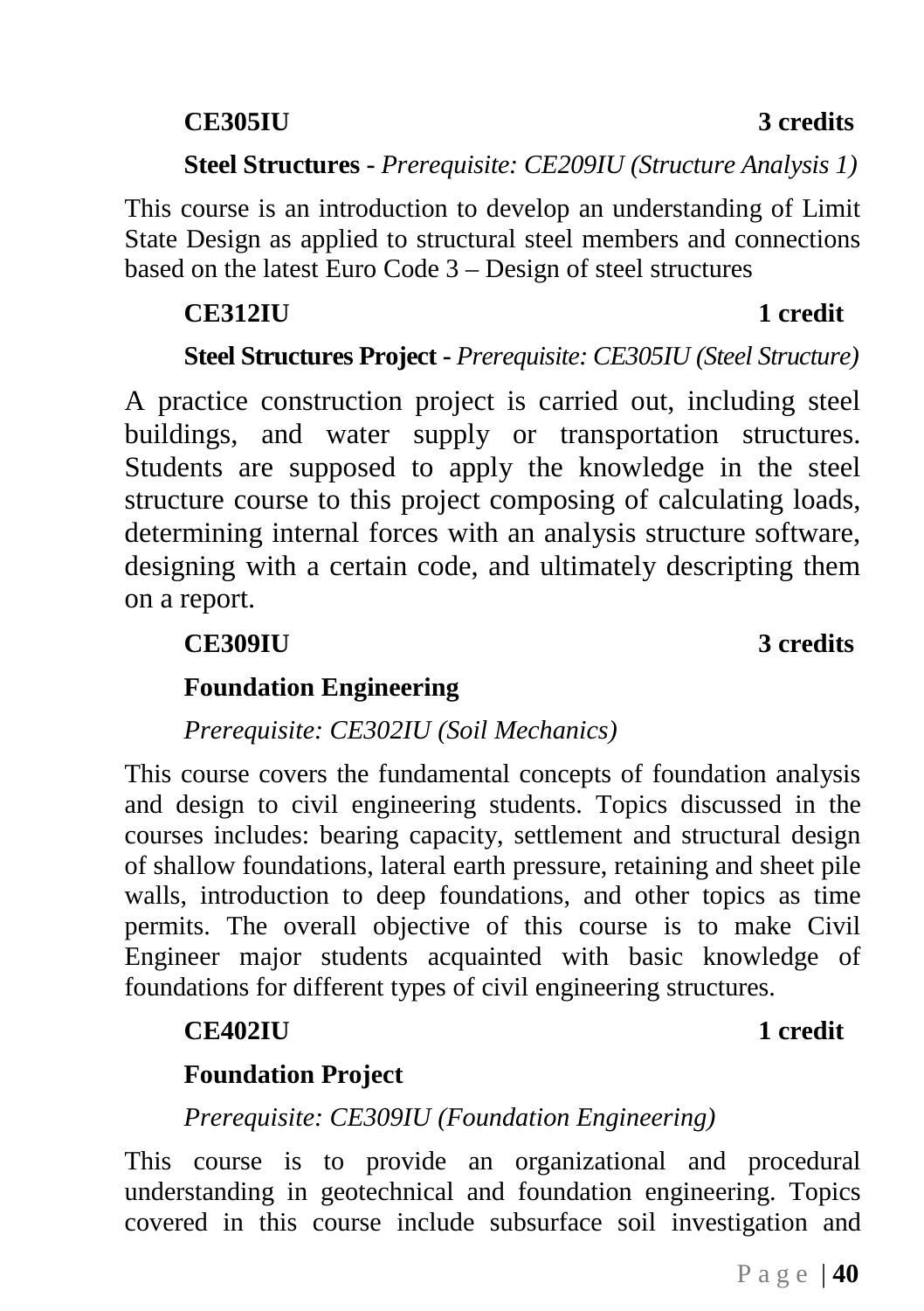**CE305IU** **3 credits**

**Steel Structures -** *Prerequisite: CE209IU (Structure Analysis 1)*

This course is an introduction to develop an understanding of Limit State Design as applied to structural steel members and connections based on the latest Euro Code 3 – Design of steel structures

**CE312IU** **1 credit**

**Steel Structures Project -** *Prerequisite: CE305IU (Steel Structure)*

A practice construction project is carried out, including steel buildings, and water supply or transportation structures. Students are supposed to apply the knowledge in the steel structure course to this project composing of calculating loads, determining internal forces with an analysis structure software, designing with a certain code, and ultimately descripting them on a report.

**CE309IU** **3 credits**

**Foundation Engineering**

*Prerequisite: CE302IU (Soil Mechanics)*

This course covers the fundamental concepts of foundation analysis and design to civil engineering students. Topics discussed in the courses includes: bearing capacity, settlement and structural design of shallow foundations, lateral earth pressure, retaining and sheet pile walls, introduction to deep foundations, and other topics as time permits. The overall objective of this course is to make Civil Engineer major students acquainted with basic knowledge of foundations for different types of civil engineering structures.

**CE402IU** **1 credit**

**Foundation Project**

*Prerequisite: CE309IU (Foundation Engineering)*

This course is to provide an organizational and procedural understanding in geotechnical and foundation engineering. Topics covered in this course include subsurface soil investigation and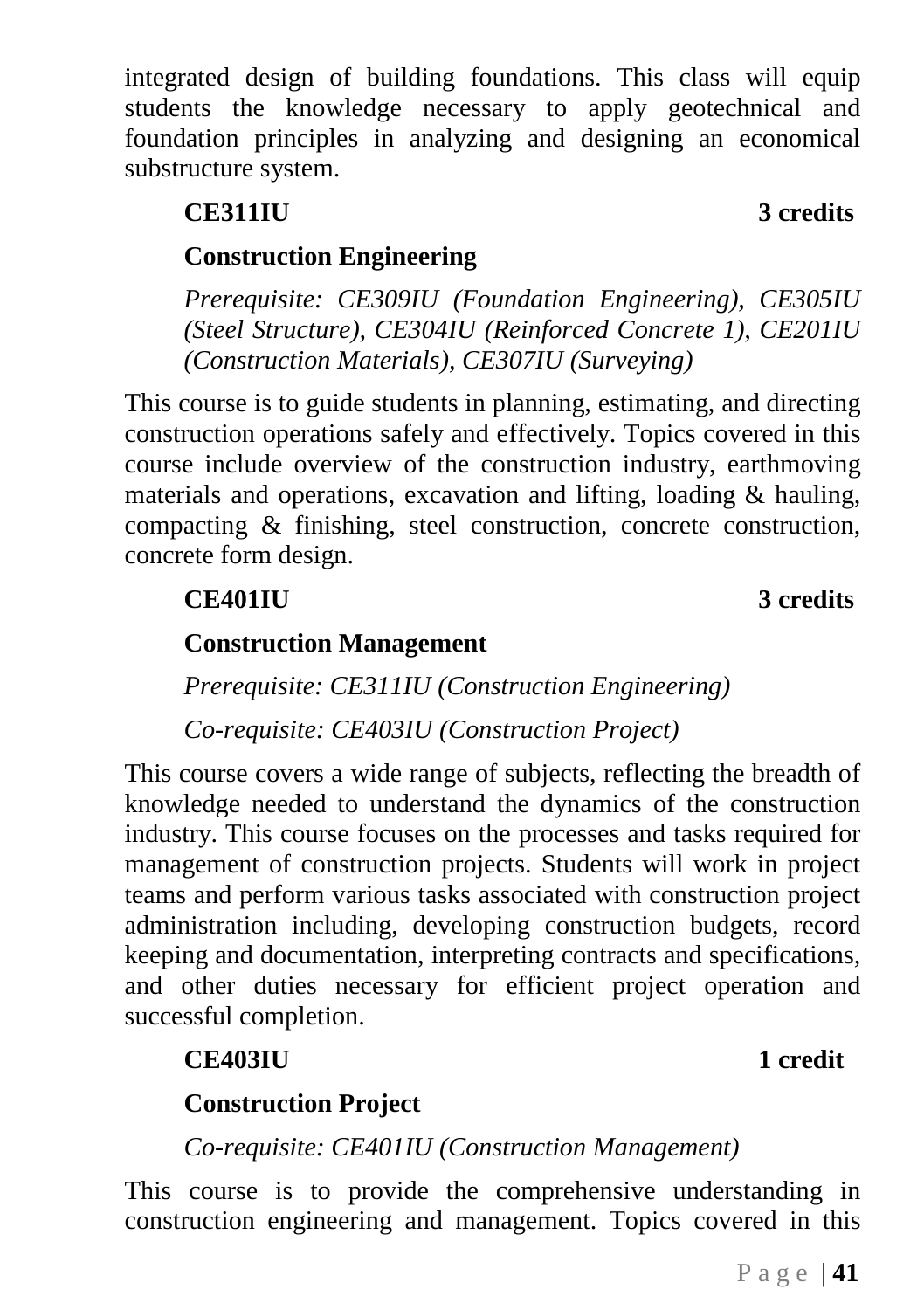integrated design of building foundations. This class will equip students the knowledge necessary to apply geotechnical and foundation principles in analyzing and designing an economical substructure system.

**CE311IU** **3 credits**

**Construction Engineering**

*Prerequisite: CE309IU (Foundation Engineering), CE305IU (Steel Structure), CE304IU (Reinforced Concrete 1), CE201IU (Construction Materials), CE307IU (Surveying)*

This course is to guide students in planning, estimating, and directing construction operations safely and effectively. Topics covered in this course include overview of the construction industry, earthmoving materials and operations, excavation and lifting, loading & hauling, compacting & finishing, steel construction, concrete construction, concrete form design.

**CE401IU** **3 credits**

**Construction Management**

*Prerequisite: CE311IU (Construction Engineering)*

*Co-requisite: CE403IU (Construction Project)*

This course covers a wide range of subjects, reflecting the breadth of knowledge needed to understand the dynamics of the construction industry. This course focuses on the processes and tasks required for management of construction projects. Students will work in project teams and perform various tasks associated with construction project administration including, developing construction budgets, record keeping and documentation, interpreting contracts and specifications, and other duties necessary for efficient project operation and successful completion.

**CE403IU** **1 credit**

**Construction Project**

*Co-requisite: CE401IU (Construction Management)*

This course is to provide the comprehensive understanding in construction engineering and management. Topics covered in this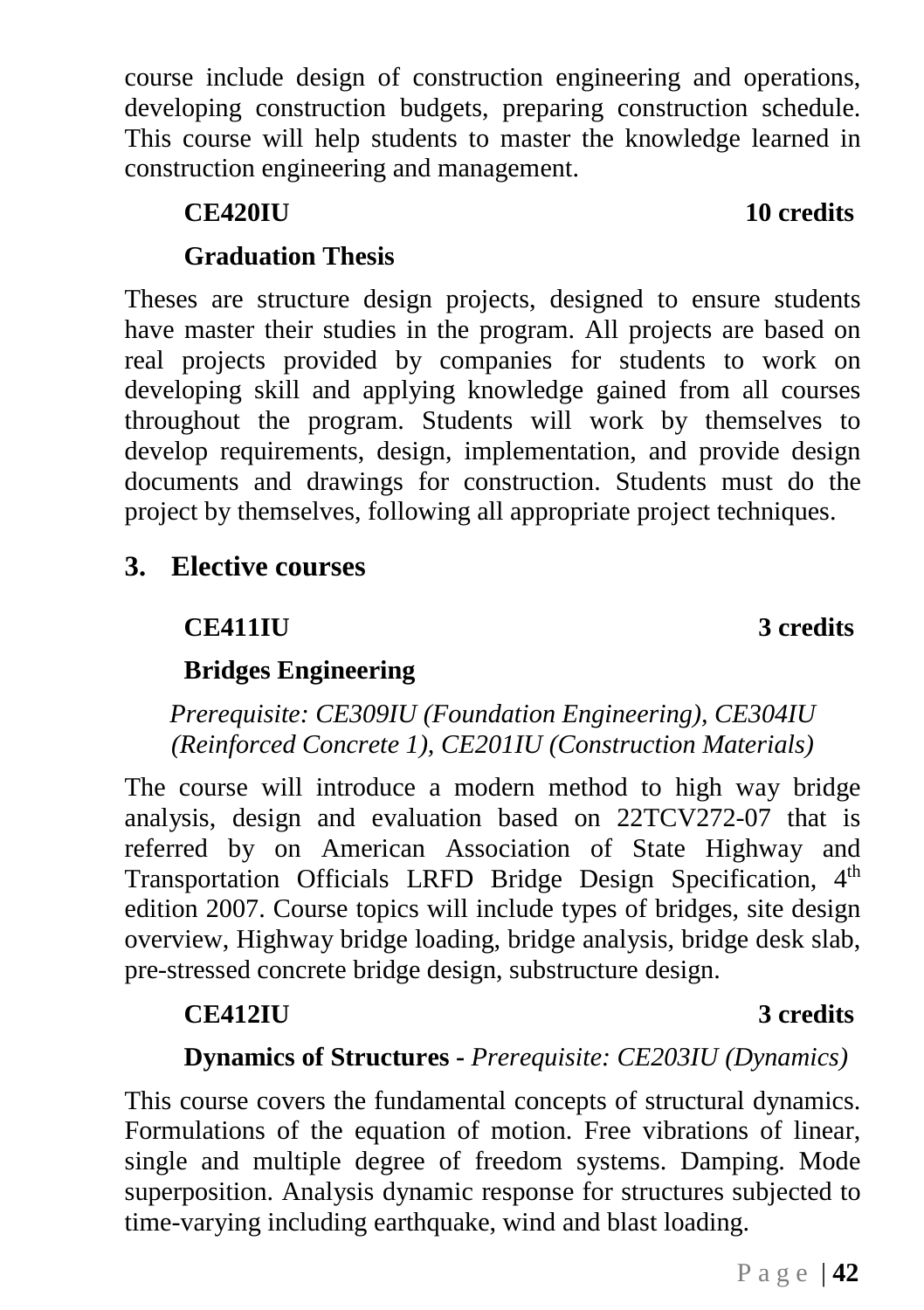course include design of construction engineering and operations, developing construction budgets, preparing construction schedule. This course will help students to master the knowledge learned in construction engineering and management.

**CE420IU** **10 credits**

**Graduation Thesis**

Theses are structure design projects, designed to ensure students have master their studies in the program. All projects are based on real projects provided by companies for students to work on developing skill and applying knowledge gained from all courses throughout the program. Students will work by themselves to develop requirements, design, implementation, and provide design documents and drawings for construction. Students must do the project by themselves, following all appropriate project techniques.

## 3. Elective courses

**CE411IU** **3 credits**

**Bridges Engineering**

*Prerequisite: CE309IU (Foundation Engineering), CE304IU (Reinforced Concrete 1), CE201IU (Construction Materials)*

The course will introduce a modern method to high way bridge analysis, design and evaluation based on 22TCV272-07 that is referred by on American Association of State Highway and Transportation Officials LRFD Bridge Design Specification, 4th edition 2007. Course topics will include types of bridges, site design overview, Highway bridge loading, bridge analysis, bridge desk slab, pre-stressed concrete bridge design, substructure design.

**CE412IU** **3 credits**

**Dynamics of Structures** - *Prerequisite: CE203IU (Dynamics)*

This course covers the fundamental concepts of structural dynamics. Formulations of the equation of motion. Free vibrations of linear, single and multiple degree of freedom systems. Damping. Mode superposition. Analysis dynamic response for structures subjected to time-varying including earthquake, wind and blast loading.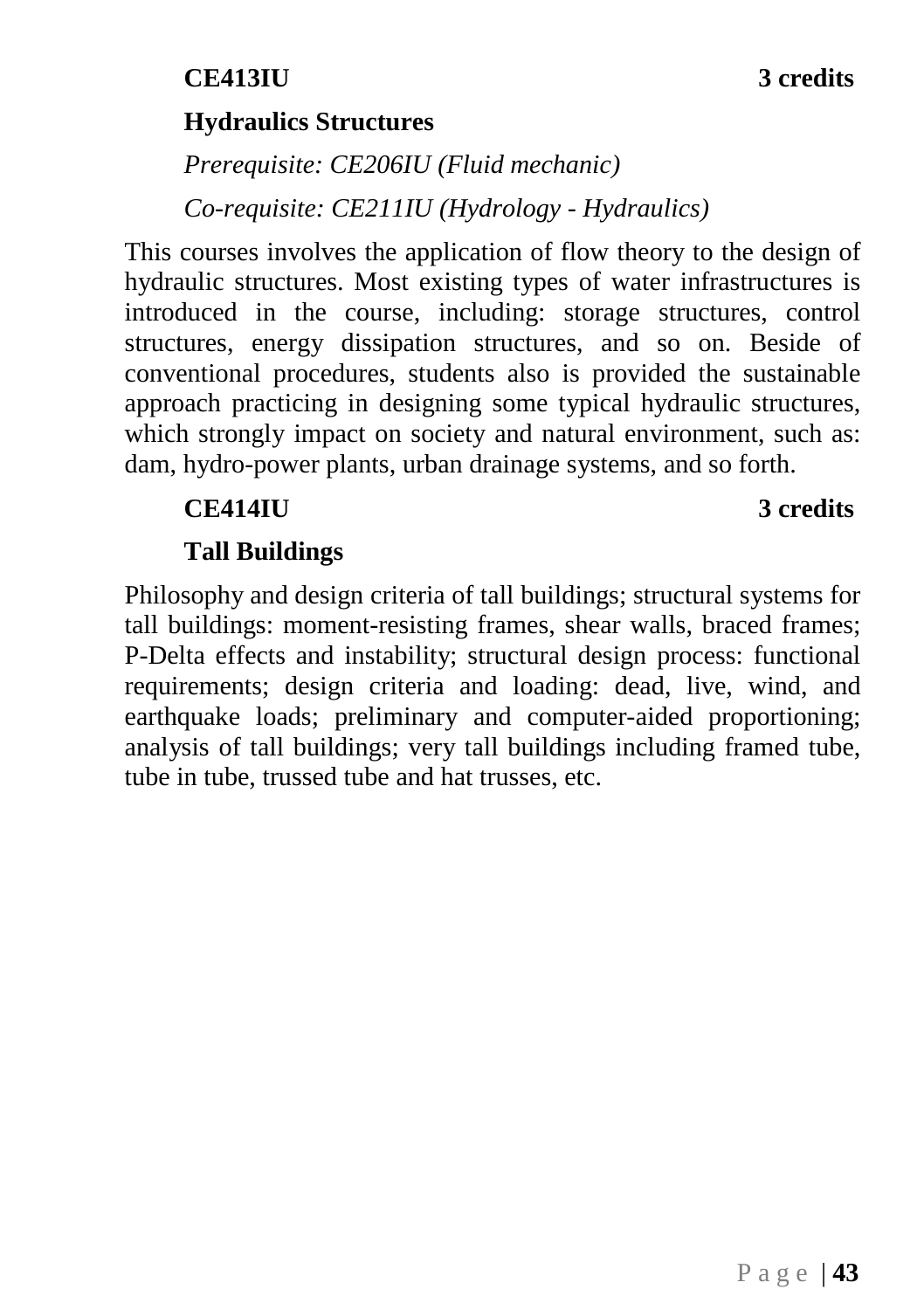**CE413IU** **3 credits**

**Hydraulics Structures**

*Prerequisite: CE206IU (Fluid mechanic)*

*Co-requisite: CE211IU (Hydrology - Hydraulics)*

This courses involves the application of flow theory to the design of hydraulic structures. Most existing types of water infrastructures is introduced in the course, including: storage structures, control structures, energy dissipation structures, and so on. Beside of conventional procedures, students also is provided the sustainable approach practicing in designing some typical hydraulic structures, which strongly impact on society and natural environment, such as: dam, hydro-power plants, urban drainage systems, and so forth.

**CE414IU** **3 credits**

**Tall Buildings**

Philosophy and design criteria of tall buildings; structural systems for tall buildings: moment-resisting frames, shear walls, braced frames; P-Delta effects and instability; structural design process: functional requirements; design criteria and loading: dead, live, wind, and earthquake loads; preliminary and computer-aided proportioning; analysis of tall buildings; very tall buildings including framed tube, tube in tube, trussed tube and hat trusses, etc.